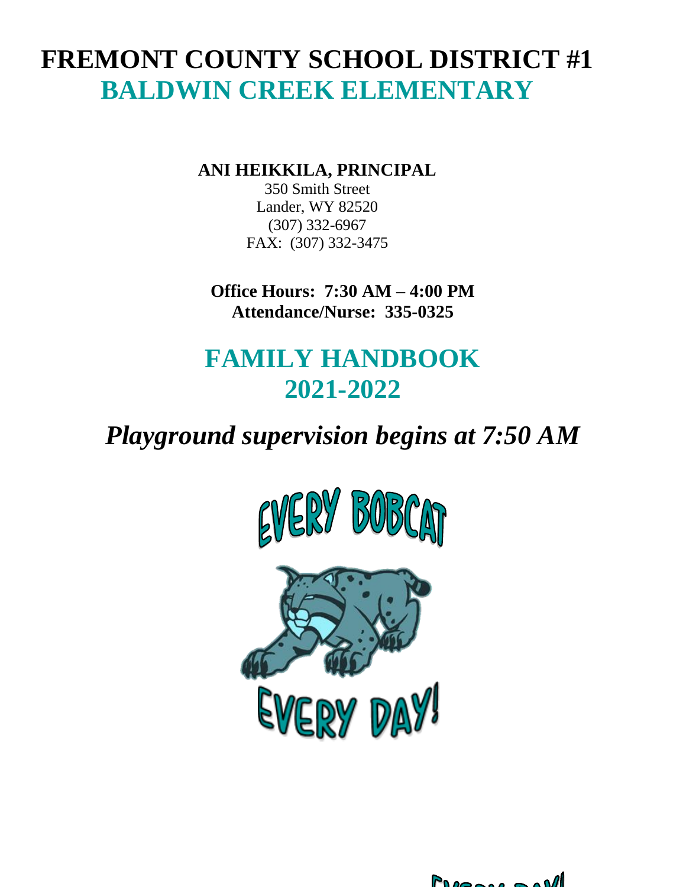# FREMONT COUNTY SCHOOL DISTRICT #1

# BALDWIN CREEK ELEMENTARY

**ANI HEIKKILA, PRINCIPAL**

350 Smith Street
Lander, WY 82520
(307) 332-6967
FAX: (307) 332-3475

**Office Hours: 7:30 AM – 4:00 PM**
**Attendance/Nurse: 335-0325**

## FAMILY HANDBOOK
## 2021-2022

***Playground supervision begins at 7:50 AM***

EVERY BOBCAT

EVERY DAY!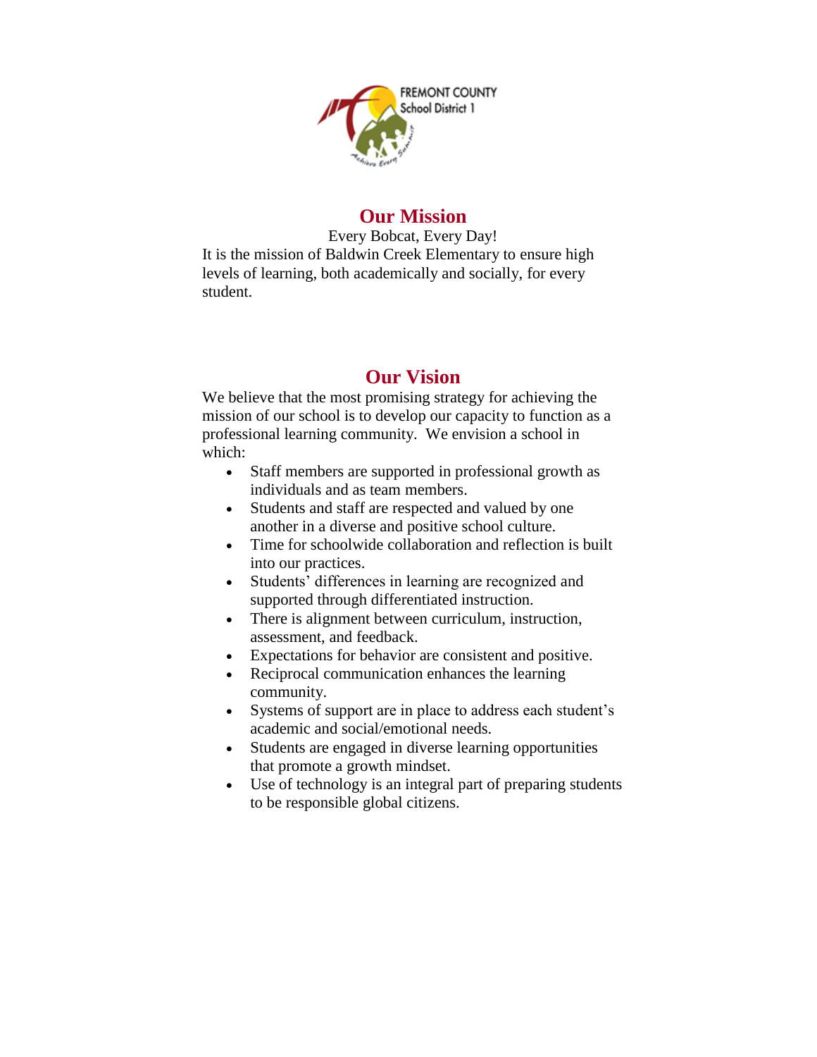FREMONT COUNTY
School District 1

Achieve Every Summit

## Our Mission

Every Bobcat, Every Day!

It is the mission of Baldwin Creek Elementary to ensure high levels of learning, both academically and socially, for every student.

## Our Vision

We believe that the most promising strategy for achieving the mission of our school is to develop our capacity to function as a professional learning community. We envision a school in which:

- Staff members are supported in professional growth as individuals and as team members.
- Students and staff are respected and valued by one another in a diverse and positive school culture.
- Time for schoolwide collaboration and reflection is built into our practices.
- Students' differences in learning are recognized and supported through differentiated instruction.
- There is alignment between curriculum, instruction, assessment, and feedback.
- Expectations for behavior are consistent and positive.
- Reciprocal communication enhances the learning community.
- Systems of support are in place to address each student's academic and social/emotional needs.
- Students are engaged in diverse learning opportunities that promote a growth mindset.
- Use of technology is an integral part of preparing students to be responsible global citizens.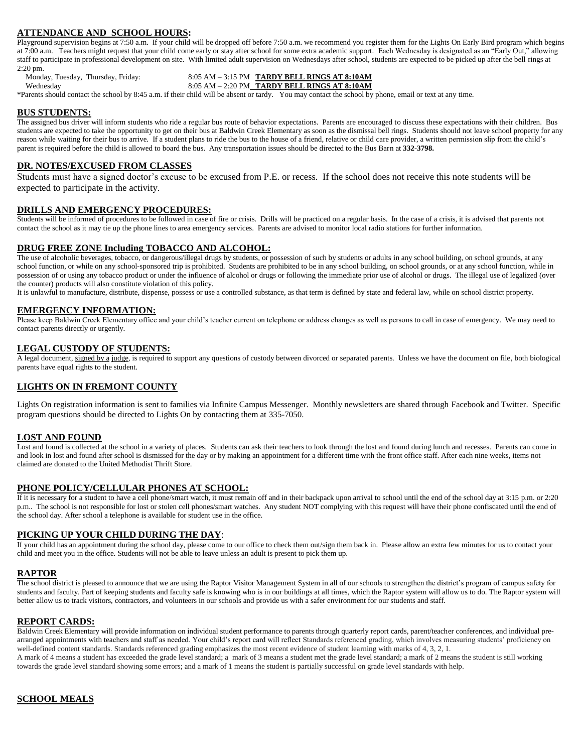## ATTENDANCE AND SCHOOL HOURS:

Playground supervision begins at 7:50 a.m. If your child will be dropped off before 7:50 a.m. we recommend you register them for the Lights On Early Bird program which begins at 7:00 a.m. Teachers might request that your child come early or stay after school for some extra academic support. Each Wednesday is designated as an "Early Out," allowing staff to participate in professional development on site. With limited adult supervision on Wednesdays after school, students are expected to be picked up after the bell rings at 2:20 pm.

| | |
|---|---|
| Monday, Tuesday, Thursday, Friday: | 8:05 AM – 3:15 PM **TARDY BELL RINGS AT 8:10AM** |
| Wednesday | 8:05 AM – 2:20 PM **TARDY BELL RINGS AT 8:10AM** |

*Parents should contact the school by 8:45 a.m. if their child will be absent or tardy. You may contact the school by phone, email or text at any time.

## BUS STUDENTS:

The assigned bus driver will inform students who ride a regular bus route of behavior expectations. Parents are encouraged to discuss these expectations with their children. Bus students are expected to take the opportunity to get on their bus at Baldwin Creek Elementary as soon as the dismissal bell rings. Students should not leave school property for any reason while waiting for their bus to arrive. If a student plans to ride the bus to the house of a friend, relative or child care provider, a written permission slip from the child's parent is required before the child is allowed to board the bus. Any transportation issues should be directed to the Bus Barn at **332-3798.**

## DR. NOTES/EXCUSED FROM CLASSES

Students must have a signed doctor's excuse to be excused from P.E. or recess. If the school does not receive this note students will be expected to participate in the activity.

## DRILLS AND EMERGENCY PROCEDURES:

Students will be informed of procedures to be followed in case of fire or crisis. Drills will be practiced on a regular basis. In the case of a crisis, it is advised that parents not contact the school as it may tie up the phone lines to area emergency services. Parents are advised to monitor local radio stations for further information.

## DRUG FREE ZONE Including TOBACCO AND ALCOHOL:

The use of alcoholic beverages, tobacco, or dangerous/illegal drugs by students, or possession of such by students or adults in any school building, on school grounds, at any school function, or while on any school-sponsored trip is prohibited. Students are prohibited to be in any school building, on school grounds, or at any school function, while in possession of or using any tobacco product or under the influence of alcohol or drugs or following the immediate prior use of alcohol or drugs. The illegal use of legalized (over the counter) products will also constitute violation of this policy.

It is unlawful to manufacture, distribute, dispense, possess or use a controlled substance, as that term is defined by state and federal law, while on school district property.

## EMERGENCY INFORMATION:

Please keep Baldwin Creek Elementary office and your child's teacher current on telephone or address changes as well as persons to call in case of emergency. We may need to contact parents directly or urgently.

## LEGAL CUSTODY OF STUDENTS:

A legal document, signed by a judge, is required to support any questions of custody between divorced or separated parents. Unless we have the document on file, both biological parents have equal rights to the student.

## LIGHTS ON IN FREMONT COUNTY

Lights On registration information is sent to families via Infinite Campus Messenger. Monthly newsletters are shared through Facebook and Twitter. Specific program questions should be directed to Lights On by contacting them at 335-7050.

## LOST AND FOUND

Lost and found is collected at the school in a variety of places. Students can ask their teachers to look through the lost and found during lunch and recesses. Parents can come in and look in lost and found after school is dismissed for the day or by making an appointment for a different time with the front office staff. After each nine weeks, items not claimed are donated to the United Methodist Thrift Store.

## PHONE POLICY/CELLULAR PHONES AT SCHOOL:

If it is necessary for a student to have a cell phone/smart watch, it must remain off and in their backpack upon arrival to school until the end of the school day at 3:15 p.m. or 2:20 p.m.. The school is not responsible for lost or stolen cell phones/smart watches. Any student NOT complying with this request will have their phone confiscated until the end of the school day. After school a telephone is available for student use in the office.

## PICKING UP YOUR CHILD DURING THE DAY:

If your child has an appointment during the school day, please come to our office to check them out/sign them back in. Please allow an extra few minutes for us to contact your child and meet you in the office. Students will not be able to leave unless an adult is present to pick them up.

## RAPTOR

The school district is pleased to announce that we are using the Raptor Visitor Management System in all of our schools to strengthen the district's program of campus safety for students and faculty. Part of keeping students and faculty safe is knowing who is in our buildings at all times, which the Raptor system will allow us to do. The Raptor system will better allow us to track visitors, contractors, and volunteers in our schools and provide us with a safer environment for our students and staff.

## REPORT CARDS:

Baldwin Creek Elementary will provide information on individual student performance to parents through quarterly report cards, parent/teacher conferences, and individual pre-arranged appointments with teachers and staff as needed. Your child's report card will reflect Standards referenced grading, which involves measuring students' proficiency on well-defined content standards. Standards referenced grading emphasizes the most recent evidence of student learning with marks of 4, 3, 2, 1.

A mark of 4 means a student has exceeded the grade level standard; a mark of 3 means a student met the grade level standard; a mark of 2 means the student is still working towards the grade level standard showing some errors; and a mark of 1 means the student is partially successful on grade level standards with help.

## SCHOOL MEALS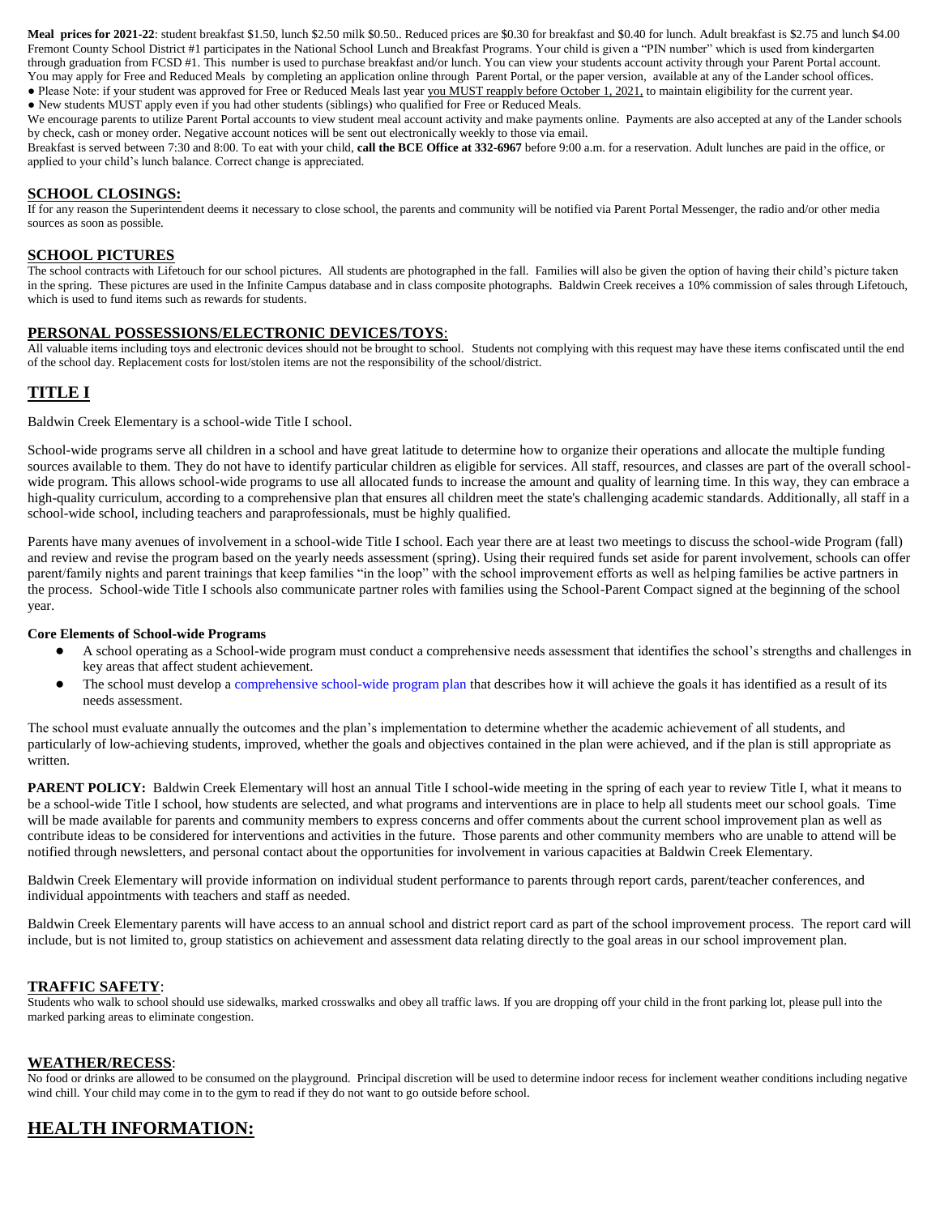**Meal prices for 2021-22**: student breakfast $1.50, lunch $2.50 milk $0.50.. Reduced prices are $0.30 for breakfast and $0.40 for lunch. Adult breakfast is $2.75 and lunch $4.00 Fremont County School District #1 participates in the National School Lunch and Breakfast Programs. Your child is given a "PIN number" which is used from kindergarten through graduation from FCSD #1. This number is used to purchase breakfast and/or lunch. You can view your students account activity through your Parent Portal account. You may apply for Free and Reduced Meals by completing an application online through Parent Portal, or the paper version, available at any of the Lander school offices.

- Please Note: if your student was approved for Free or Reduced Meals last year you MUST reapply before October 1, 2021, to maintain eligibility for the current year.
- New students MUST apply even if you had other students (siblings) who qualified for Free or Reduced Meals.

We encourage parents to utilize Parent Portal accounts to view student meal account activity and make payments online. Payments are also accepted at any of the Lander schools by check, cash or money order. Negative account notices will be sent out electronically weekly to those via email.

Breakfast is served between 7:30 and 8:00. To eat with your child, **call the BCE Office at 332-6967** before 9:00 a.m. for a reservation. Adult lunches are paid in the office, or applied to your child's lunch balance. Correct change is appreciated.

## SCHOOL CLOSINGS:

If for any reason the Superintendent deems it necessary to close school, the parents and community will be notified via Parent Portal Messenger, the radio and/or other media sources as soon as possible.

## SCHOOL PICTURES

The school contracts with Lifetouch for our school pictures. All students are photographed in the fall. Families will also be given the option of having their child's picture taken in the spring. These pictures are used in the Infinite Campus database and in class composite photographs. Baldwin Creek receives a 10% commission of sales through Lifetouch, which is used to fund items such as rewards for students.

## PERSONAL POSSESSIONS/ELECTRONIC DEVICES/TOYS:

All valuable items including toys and electronic devices should not be brought to school. Students not complying with this request may have these items confiscated until the end of the school day. Replacement costs for lost/stolen items are not the responsibility of the school/district.

# TITLE I

Baldwin Creek Elementary is a school-wide Title I school.

School-wide programs serve all children in a school and have great latitude to determine how to organize their operations and allocate the multiple funding sources available to them. They do not have to identify particular children as eligible for services. All staff, resources, and classes are part of the overall school-wide program. This allows school-wide programs to use all allocated funds to increase the amount and quality of learning time. In this way, they can embrace a high-quality curriculum, according to a comprehensive plan that ensures all children meet the state's challenging academic standards. Additionally, all staff in a school-wide school, including teachers and paraprofessionals, must be highly qualified.

Parents have many avenues of involvement in a school-wide Title I school. Each year there are at least two meetings to discuss the school-wide Program (fall) and review and revise the program based on the yearly needs assessment (spring). Using their required funds set aside for parent involvement, schools can offer parent/family nights and parent trainings that keep families "in the loop" with the school improvement efforts as well as helping families be active partners in the process. School-wide Title I schools also communicate partner roles with families using the School-Parent Compact signed at the beginning of the school year.

**Core Elements of School-wide Programs**

- A school operating as a School-wide program must conduct a comprehensive needs assessment that identifies the school's strengths and challenges in key areas that affect student achievement.
- The school must develop a comprehensive school-wide program plan that describes how it will achieve the goals it has identified as a result of its needs assessment.

The school must evaluate annually the outcomes and the plan's implementation to determine whether the academic achievement of all students, and particularly of low-achieving students, improved, whether the goals and objectives contained in the plan were achieved, and if the plan is still appropriate as written.

**PARENT POLICY:** Baldwin Creek Elementary will host an annual Title I school-wide meeting in the spring of each year to review Title I, what it means to be a school-wide Title I school, how students are selected, and what programs and interventions are in place to help all students meet our school goals. Time will be made available for parents and community members to express concerns and offer comments about the current school improvement plan as well as contribute ideas to be considered for interventions and activities in the future. Those parents and other community members who are unable to attend will be notified through newsletters, and personal contact about the opportunities for involvement in various capacities at Baldwin Creek Elementary.

Baldwin Creek Elementary will provide information on individual student performance to parents through report cards, parent/teacher conferences, and individual appointments with teachers and staff as needed.

Baldwin Creek Elementary parents will have access to an annual school and district report card as part of the school improvement process. The report card will include, but is not limited to, group statistics on achievement and assessment data relating directly to the goal areas in our school improvement plan.

## TRAFFIC SAFETY:

Students who walk to school should use sidewalks, marked crosswalks and obey all traffic laws. If you are dropping off your child in the front parking lot, please pull into the marked parking areas to eliminate congestion.

## WEATHER/RECESS:

No food or drinks are allowed to be consumed on the playground. Principal discretion will be used to determine indoor recess for inclement weather conditions including negative wind chill. Your child may come in to the gym to read if they do not want to go outside before school.

# HEALTH INFORMATION: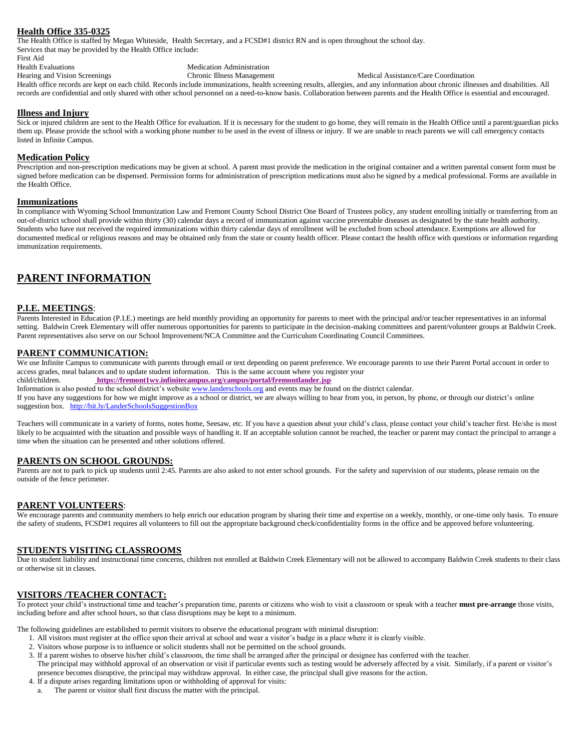## Health Office 335-0325

The Health Office is staffed by Megan Whiteside, Health Secretary, and a FCSD#1 district RN and is open throughout the school day.
Services that may be provided by the Health Office include:

First Aid
Health Evaluations
Hearing and Vision Screenings
Medication Administration
Chronic Illness Management
Medical Assistance/Care Coordination

Health office records are kept on each child. Records include immunizations, health screening results, allergies, and any information about chronic illnesses and disabilities. All records are confidential and only shared with other school personnel on a need-to-know basis. Collaboration between parents and the Health Office is essential and encouraged.

## Illness and Injury

Sick or injured children are sent to the Health Office for evaluation. If it is necessary for the student to go home, they will remain in the Health Office until a parent/guardian picks them up. Please provide the school with a working phone number to be used in the event of illness or injury. If we are unable to reach parents we will call emergency contacts listed in Infinite Campus.

## Medication Policy

Prescription and non-prescription medications may be given at school. A parent must provide the medication in the original container and a written parental consent form must be signed before medication can be dispensed. Permission forms for administration of prescription medications must also be signed by a medical professional. Forms are available in the Health Office.

## Immunizations

In compliance with Wyoming School Immunization Law and Fremont County School District One Board of Trustees policy, any student enrolling initially or transferring from an out-of-district school shall provide within thirty (30) calendar days a record of immunization against vaccine preventable diseases as designated by the state health authority. Students who have not received the required immunizations within thirty calendar days of enrollment will be excluded from school attendance. Exemptions are allowed for documented medical or religious reasons and may be obtained only from the state or county health officer. Please contact the health office with questions or information regarding immunization requirements.

# PARENT INFORMATION

## P.I.E. MEETINGS:

Parents Interested in Education (P.I.E.) meetings are held monthly providing an opportunity for parents to meet with the principal and/or teacher representatives in an informal setting. Baldwin Creek Elementary will offer numerous opportunities for parents to participate in the decision-making committees and parent/volunteer groups at Baldwin Creek. Parent representatives also serve on our School Improvement/NCA Committee and the Curriculum Coordinating Council Committees.

## PARENT COMMUNICATION:

We use Infinite Campus to communicate with parents through email or text depending on parent preference. We encourage parents to use their Parent Portal account in order to access grades, meal balances and to update student information. This is the same account where you register your child/children. **https://fremont1wy.infinitecampus.org/campus/portal/fremontlander.jsp**

Information is also posted to the school district's website www.landerschools.org and events may be found on the district calendar.

If you have any suggestions for how we might improve as a school or district, we are always willing to hear from you, in person, by phone, or through our district's online suggestion box. http://bit.ly/LanderSchoolsSuggestionBox

Teachers will communicate in a variety of forms, notes home, Seesaw, etc. If you have a question about your child's class, please contact your child's teacher first. He/she is most likely to be acquainted with the situation and possible ways of handling it. If an acceptable solution cannot be reached, the teacher or parent may contact the principal to arrange a time when the situation can be presented and other solutions offered.

## PARENTS ON SCHOOL GROUNDS:

Parents are not to park to pick up students until 2:45. Parents are also asked to not enter school grounds. For the safety and supervision of our students, please remain on the outside of the fence perimeter.

## PARENT VOLUNTEERS:

We encourage parents and community members to help enrich our education program by sharing their time and expertise on a weekly, monthly, or one-time only basis. To ensure the safety of students, FCSD#1 requires all volunteers to fill out the appropriate background check/confidentiality forms in the office and be approved before volunteering.

## STUDENTS VISITING CLASSROOMS

Due to student liability and instructional time concerns, children not enrolled at Baldwin Creek Elementary will not be allowed to accompany Baldwin Creek students to their class or otherwise sit in classes.

## VISITORS /TEACHER CONTACT:

To protect your child's instructional time and teacher's preparation time, parents or citizens who wish to visit a classroom or speak with a teacher **must pre-arrange** those visits, including before and after school hours, so that class disruptions may be kept to a minimum.

The following guidelines are established to permit visitors to observe the educational program with minimal disruption:

1. All visitors must register at the office upon their arrival at school and wear a visitor's badge in a place where it is clearly visible.
2. Visitors whose purpose is to influence or solicit students shall not be permitted on the school grounds.
3. If a parent wishes to observe his/her child's classroom, the time shall be arranged after the principal or designee has conferred with the teacher.
   The principal may withhold approval of an observation or visit if particular events such as testing would be adversely affected by a visit. Similarly, if a parent or visitor's presence becomes disruptive, the principal may withdraw approval. In either case, the principal shall give reasons for the action.
4. If a dispute arises regarding limitations upon or withholding of approval for visits:
   a. The parent or visitor shall first discuss the matter with the principal.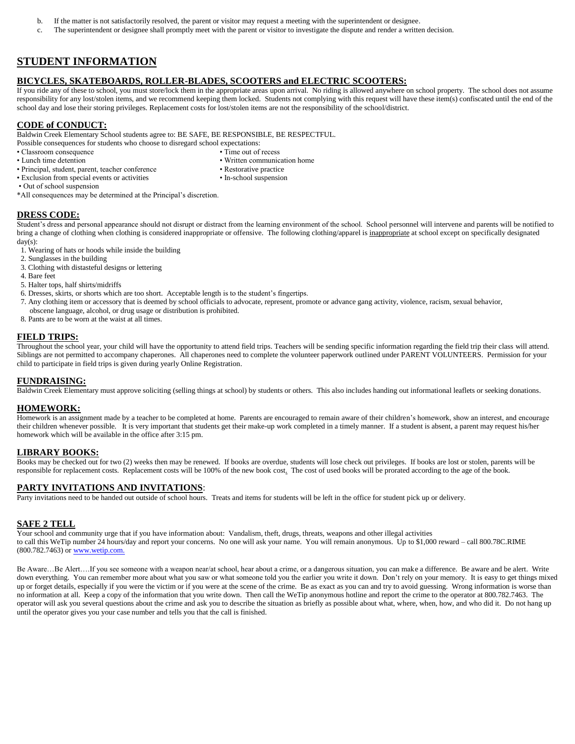b. If the matter is not satisfactorily resolved, the parent or visitor may request a meeting with the superintendent or designee.
c. The superintendent or designee shall promptly meet with the parent or visitor to investigate the dispute and render a written decision.

# STUDENT INFORMATION

## BICYCLES, SKATEBOARDS, ROLLER-BLADES, SCOOTERS and ELECTRIC SCOOTERS:

If you ride any of these to school, you must store/lock them in the appropriate areas upon arrival. No riding is allowed anywhere on school property. The school does not assume responsibility for any lost/stolen items, and we recommend keeping them locked. Students not complying with this request will have these item(s) confiscated until the end of the school day and lose their storing privileges. Replacement costs for lost/stolen items are not the responsibility of the school/district.

## CODE of CONDUCT:

Baldwin Creek Elementary School students agree to: BE SAFE, BE RESPONSIBLE, BE RESPECTFUL.
Possible consequences for students who choose to disregard school expectations:

- Classroom consequence
- Time out of recess
- Lunch time detention
- Written communication home
- Principal, student, parent, teacher conference
- Restorative practice
- Exclusion from special events or activities
- In-school suspension
- Out of school suspension

*All consequences may be determined at the Principal's discretion.

## DRESS CODE:

Student's dress and personal appearance should not disrupt or distract from the learning environment of the school. School personnel will intervene and parents will be notified to bring a change of clothing when clothing is considered inappropriate or offensive. The following clothing/apparel is inappropriate at school except on specifically designated day(s):

1. Wearing of hats or hoods while inside the building
2. Sunglasses in the building
3. Clothing with distasteful designs or lettering
4. Bare feet
5. Halter tops, half shirts/midriffs
6. Dresses, skirts, or shorts which are too short. Acceptable length is to the student's fingertips.
7. Any clothing item or accessory that is deemed by school officials to advocate, represent, promote or advance gang activity, violence, racism, sexual behavior, obscene language, alcohol, or drug usage or distribution is prohibited.
8. Pants are to be worn at the waist at all times.

## FIELD TRIPS:

Throughout the school year, your child will have the opportunity to attend field trips. Teachers will be sending specific information regarding the field trip their class will attend. Siblings are not permitted to accompany chaperones. All chaperones need to complete the volunteer paperwork outlined under PARENT VOLUNTEERS. Permission for your child to participate in field trips is given during yearly Online Registration.

## FUNDRAISING:

Baldwin Creek Elementary must approve soliciting (selling things at school) by students or others. This also includes handing out informational leaflets or seeking donations.

## HOMEWORK:

Homework is an assignment made by a teacher to be completed at home. Parents are encouraged to remain aware of their children's homework, show an interest, and encourage their children whenever possible. It is very important that students get their make-up work completed in a timely manner. If a student is absent, a parent may request his/her homework which will be available in the office after 3:15 pm.

## LIBRARY BOOKS:

Books may be checked out for two (2) weeks then may be renewed. If books are overdue, students will lose check out privileges. If books are lost or stolen, parents will be responsible for replacement costs. Replacement costs will be 100% of the new book cost. The cost of used books will be prorated according to the age of the book.

## PARTY INVITATIONS AND INVITATIONS:

Party invitations need to be handed out outside of school hours. Treats and items for students will be left in the office for student pick up or delivery.

## SAFE 2 TELL

Your school and community urge that if you have information about: Vandalism, theft, drugs, threats, weapons and other illegal activities to call this WeTip number 24 hours/day and report your concerns. No one will ask your name. You will remain anonymous. Up to $1,000 reward – call 800.78C.RIME (800.782.7463) or www.wetip.com.

Be Aware…Be Alert….If you see someone with a weapon near/at school, hear about a crime, or a dangerous situation, you can make a difference. Be aware and be alert. Write down everything. You can remember more about what you saw or what someone told you the earlier you write it down. Don't rely on your memory. It is easy to get things mixed up or forget details, especially if you were the victim or if you were at the scene of the crime. Be as exact as you can and try to avoid guessing. Wrong information is worse than no information at all. Keep a copy of the information that you write down. Then call the WeTip anonymous hotline and report the crime to the operator at 800.782.7463. The operator will ask you several questions about the crime and ask you to describe the situation as briefly as possible about what, where, when, how, and who did it. Do not hang up until the operator gives you your case number and tells you that the call is finished.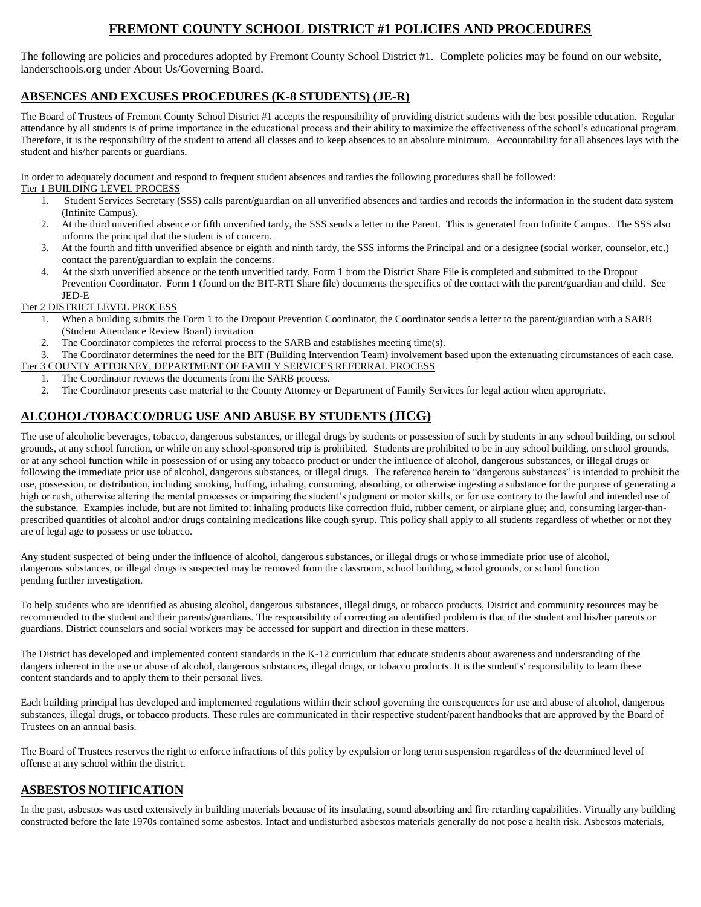# FREMONT COUNTY SCHOOL DISTRICT #1 POLICIES AND PROCEDURES

The following are policies and procedures adopted by Fremont County School District #1. Complete policies may be found on our website, landerschools.org under About Us/Governing Board.

## ABSENCES AND EXCUSES PROCEDURES (K-8 STUDENTS) (JE-R)

The Board of Trustees of Fremont County School District #1 accepts the responsibility of providing district students with the best possible education. Regular attendance by all students is of prime importance in the educational process and their ability to maximize the effectiveness of the school's educational program. Therefore, it is the responsibility of the student to attend all classes and to keep absences to an absolute minimum. Accountability for all absences lays with the student and his/her parents or guardians.

In order to adequately document and respond to frequent student absences and tardies the following procedures shall be followed:

Tier 1 BUILDING LEVEL PROCESS

1. Student Services Secretary (SSS) calls parent/guardian on all unverified absences and tardies and records the information in the student data system (Infinite Campus).
2. At the third unverified absence or fifth unverified tardy, the SSS sends a letter to the Parent. This is generated from Infinite Campus. The SSS also informs the principal that the student is of concern.
3. At the fourth and fifth unverified absence or eighth and ninth tardy, the SSS informs the Principal and or a designee (social worker, counselor, etc.) contact the parent/guardian to explain the concerns.
4. At the sixth unverified absence or the tenth unverified tardy, Form 1 from the District Share File is completed and submitted to the Dropout Prevention Coordinator. Form 1 (found on the BIT-RTI Share file) documents the specifics of the contact with the parent/guardian and child. See JED-E

Tier 2 DISTRICT LEVEL PROCESS

1. When a building submits the Form 1 to the Dropout Prevention Coordinator, the Coordinator sends a letter to the parent/guardian with a SARB (Student Attendance Review Board) invitation
2. The Coordinator completes the referral process to the SARB and establishes meeting time(s).
3. The Coordinator determines the need for the BIT (Building Intervention Team) involvement based upon the extenuating circumstances of each case.

Tier 3 COUNTY ATTORNEY, DEPARTMENT OF FAMILY SERVICES REFERRAL PROCESS

1. The Coordinator reviews the documents from the SARB process.
2. The Coordinator presents case material to the County Attorney or Department of Family Services for legal action when appropriate.

## ALCOHOL/TOBACCO/DRUG USE AND ABUSE BY STUDENTS (JICG)

The use of alcoholic beverages, tobacco, dangerous substances, or illegal drugs by students or possession of such by students in any school building, on school grounds, at any school function, or while on any school-sponsored trip is prohibited. Students are prohibited to be in any school building, on school grounds, or at any school function while in possession of or using any tobacco product or under the influence of alcohol, dangerous substances, or illegal drugs or following the immediate prior use of alcohol, dangerous substances, or illegal drugs. The reference herein to "dangerous substances" is intended to prohibit the use, possession, or distribution, including smoking, huffing, inhaling, consuming, absorbing, or otherwise ingesting a substance for the purpose of generating a high or rush, otherwise altering the mental processes or impairing the student's judgment or motor skills, or for use contrary to the lawful and intended use of the substance. Examples include, but are not limited to: inhaling products like correction fluid, rubber cement, or airplane glue; and, consuming larger-than-prescribed quantities of alcohol and/or drugs containing medications like cough syrup. This policy shall apply to all students regardless of whether or not they are of legal age to possess or use tobacco.

Any student suspected of being under the influence of alcohol, dangerous substances, or illegal drugs or whose immediate prior use of alcohol, dangerous substances, or illegal drugs is suspected may be removed from the classroom, school building, school grounds, or school function pending further investigation.

To help students who are identified as abusing alcohol, dangerous substances, illegal drugs, or tobacco products, District and community resources may be recommended to the student and their parents/guardians. The responsibility of correcting an identified problem is that of the student and his/her parents or guardians. District counselors and social workers may be accessed for support and direction in these matters.

The District has developed and implemented content standards in the K-12 curriculum that educate students about awareness and understanding of the dangers inherent in the use or abuse of alcohol, dangerous substances, illegal drugs, or tobacco products. It is the student's' responsibility to learn these content standards and to apply them to their personal lives.

Each building principal has developed and implemented regulations within their school governing the consequences for use and abuse of alcohol, dangerous substances, illegal drugs, or tobacco products. These rules are communicated in their respective student/parent handbooks that are approved by the Board of Trustees on an annual basis.

The Board of Trustees reserves the right to enforce infractions of this policy by expulsion or long term suspension regardless of the determined level of offense at any school within the district.

## ASBESTOS NOTIFICATION

In the past, asbestos was used extensively in building materials because of its insulating, sound absorbing and fire retarding capabilities. Virtually any building constructed before the late 1970s contained some asbestos. Intact and undisturbed asbestos materials generally do not pose a health risk. Asbestos materials,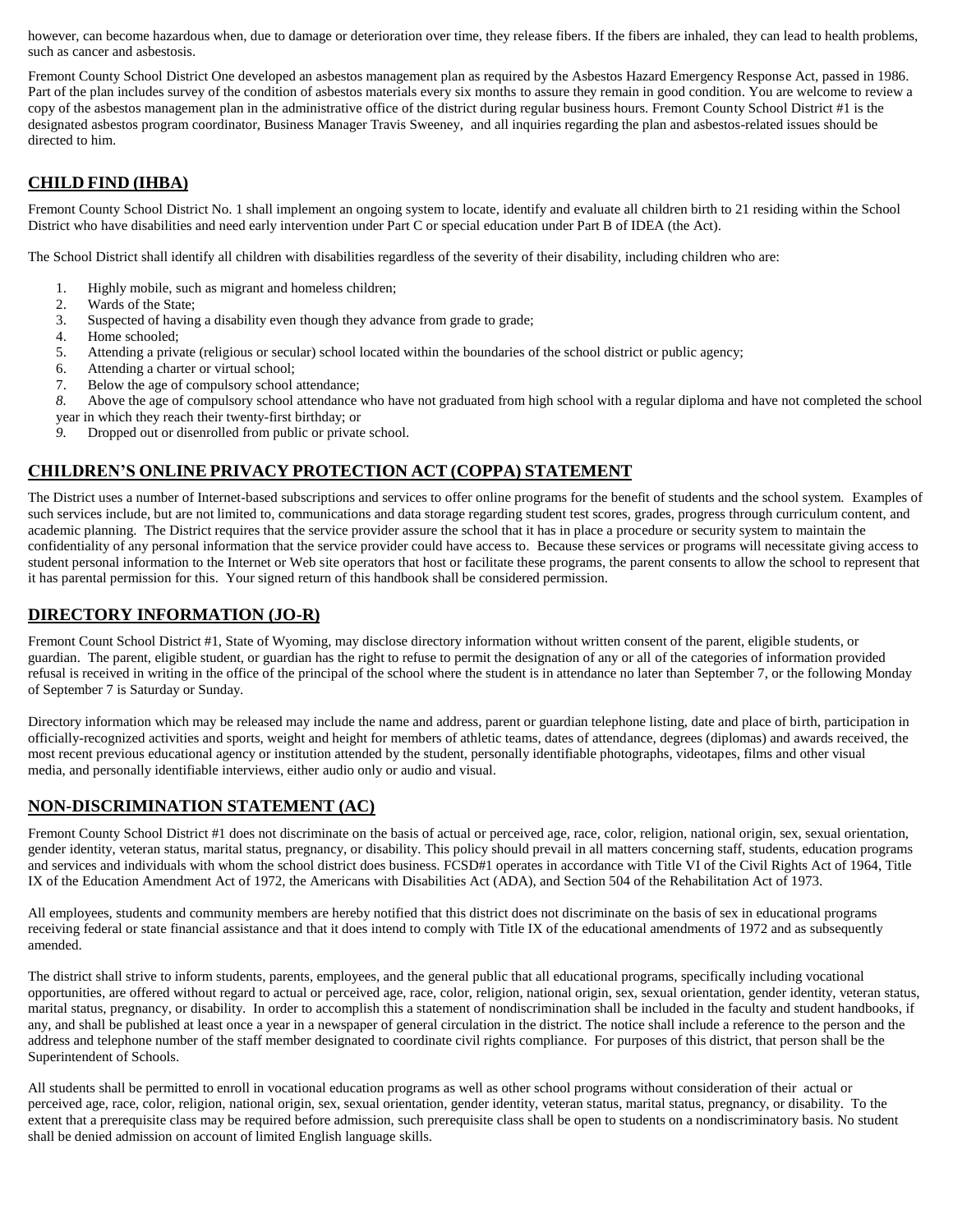however, can become hazardous when, due to damage or deterioration over time, they release fibers. If the fibers are inhaled, they can lead to health problems, such as cancer and asbestosis.

Fremont County School District One developed an asbestos management plan as required by the Asbestos Hazard Emergency Response Act, passed in 1986. Part of the plan includes survey of the condition of asbestos materials every six months to assure they remain in good condition. You are welcome to review a copy of the asbestos management plan in the administrative office of the district during regular business hours. Fremont County School District #1 is the designated asbestos program coordinator, Business Manager Travis Sweeney, and all inquiries regarding the plan and asbestos-related issues should be directed to him.

## CHILD FIND (IHBA)

Fremont County School District No. 1 shall implement an ongoing system to locate, identify and evaluate all children birth to 21 residing within the School District who have disabilities and need early intervention under Part C or special education under Part B of IDEA (the Act).

The School District shall identify all children with disabilities regardless of the severity of their disability, including children who are:

1. Highly mobile, such as migrant and homeless children;
2. Wards of the State;
3. Suspected of having a disability even though they advance from grade to grade;
4. Home schooled;
5. Attending a private (religious or secular) school located within the boundaries of the school district or public agency;
6. Attending a charter or virtual school;
7. Below the age of compulsory school attendance;
8. Above the age of compulsory school attendance who have not graduated from high school with a regular diploma and have not completed the school year in which they reach their twenty-first birthday; or
9. Dropped out or disenrolled from public or private school.

## CHILDREN'S ONLINE PRIVACY PROTECTION ACT (COPPA) STATEMENT

The District uses a number of Internet-based subscriptions and services to offer online programs for the benefit of students and the school system. Examples of such services include, but are not limited to, communications and data storage regarding student test scores, grades, progress through curriculum content, and academic planning. The District requires that the service provider assure the school that it has in place a procedure or security system to maintain the confidentiality of any personal information that the service provider could have access to. Because these services or programs will necessitate giving access to student personal information to the Internet or Web site operators that host or facilitate these programs, the parent consents to allow the school to represent that it has parental permission for this. Your signed return of this handbook shall be considered permission.

## DIRECTORY INFORMATION (JO-R)

Fremont Count School District #1, State of Wyoming, may disclose directory information without written consent of the parent, eligible students, or guardian. The parent, eligible student, or guardian has the right to refuse to permit the designation of any or all of the categories of information provided refusal is received in writing in the office of the principal of the school where the student is in attendance no later than September 7, or the following Monday of September 7 is Saturday or Sunday.

Directory information which may be released may include the name and address, parent or guardian telephone listing, date and place of birth, participation in officially-recognized activities and sports, weight and height for members of athletic teams, dates of attendance, degrees (diplomas) and awards received, the most recent previous educational agency or institution attended by the student, personally identifiable photographs, videotapes, films and other visual media, and personally identifiable interviews, either audio only or audio and visual.

## NON-DISCRIMINATION STATEMENT (AC)

Fremont County School District #1 does not discriminate on the basis of actual or perceived age, race, color, religion, national origin, sex, sexual orientation, gender identity, veteran status, marital status, pregnancy, or disability. This policy should prevail in all matters concerning staff, students, education programs and services and individuals with whom the school district does business. FCSD#1 operates in accordance with Title VI of the Civil Rights Act of 1964, Title IX of the Education Amendment Act of 1972, the Americans with Disabilities Act (ADA), and Section 504 of the Rehabilitation Act of 1973.

All employees, students and community members are hereby notified that this district does not discriminate on the basis of sex in educational programs receiving federal or state financial assistance and that it does intend to comply with Title IX of the educational amendments of 1972 and as subsequently amended.

The district shall strive to inform students, parents, employees, and the general public that all educational programs, specifically including vocational opportunities, are offered without regard to actual or perceived age, race, color, religion, national origin, sex, sexual orientation, gender identity, veteran status, marital status, pregnancy, or disability. In order to accomplish this a statement of nondiscrimination shall be included in the faculty and student handbooks, if any, and shall be published at least once a year in a newspaper of general circulation in the district. The notice shall include a reference to the person and the address and telephone number of the staff member designated to coordinate civil rights compliance. For purposes of this district, that person shall be the Superintendent of Schools.

All students shall be permitted to enroll in vocational education programs as well as other school programs without consideration of their actual or perceived age, race, color, religion, national origin, sex, sexual orientation, gender identity, veteran status, marital status, pregnancy, or disability. To the extent that a prerequisite class may be required before admission, such prerequisite class shall be open to students on a nondiscriminatory basis. No student shall be denied admission on account of limited English language skills.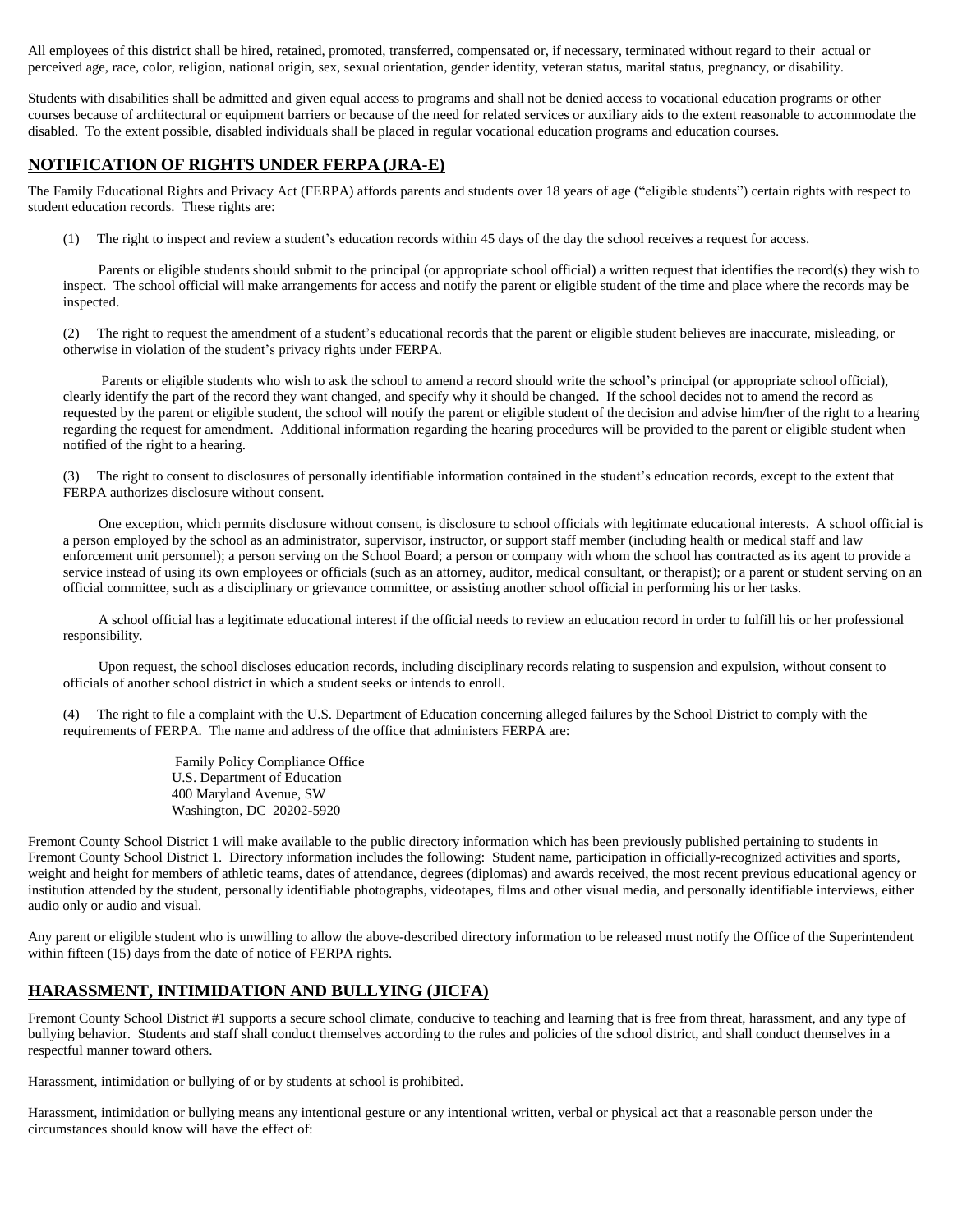All employees of this district shall be hired, retained, promoted, transferred, compensated or, if necessary, terminated without regard to their actual or perceived age, race, color, religion, national origin, sex, sexual orientation, gender identity, veteran status, marital status, pregnancy, or disability.

Students with disabilities shall be admitted and given equal access to programs and shall not be denied access to vocational education programs or other courses because of architectural or equipment barriers or because of the need for related services or auxiliary aids to the extent reasonable to accommodate the disabled. To the extent possible, disabled individuals shall be placed in regular vocational education programs and education courses.

## NOTIFICATION OF RIGHTS UNDER FERPA (JRA-E)

The Family Educational Rights and Privacy Act (FERPA) affords parents and students over 18 years of age ("eligible students") certain rights with respect to student education records. These rights are:

(1) The right to inspect and review a student's education records within 45 days of the day the school receives a request for access.

Parents or eligible students should submit to the principal (or appropriate school official) a written request that identifies the record(s) they wish to inspect. The school official will make arrangements for access and notify the parent or eligible student of the time and place where the records may be inspected.

(2) The right to request the amendment of a student's educational records that the parent or eligible student believes are inaccurate, misleading, or otherwise in violation of the student's privacy rights under FERPA.

Parents or eligible students who wish to ask the school to amend a record should write the school's principal (or appropriate school official), clearly identify the part of the record they want changed, and specify why it should be changed. If the school decides not to amend the record as requested by the parent or eligible student, the school will notify the parent or eligible student of the decision and advise him/her of the right to a hearing regarding the request for amendment. Additional information regarding the hearing procedures will be provided to the parent or eligible student when notified of the right to a hearing.

(3) The right to consent to disclosures of personally identifiable information contained in the student's education records, except to the extent that FERPA authorizes disclosure without consent.

One exception, which permits disclosure without consent, is disclosure to school officials with legitimate educational interests. A school official is a person employed by the school as an administrator, supervisor, instructor, or support staff member (including health or medical staff and law enforcement unit personnel); a person serving on the School Board; a person or company with whom the school has contracted as its agent to provide a service instead of using its own employees or officials (such as an attorney, auditor, medical consultant, or therapist); or a parent or student serving on an official committee, such as a disciplinary or grievance committee, or assisting another school official in performing his or her tasks.

A school official has a legitimate educational interest if the official needs to review an education record in order to fulfill his or her professional responsibility.

Upon request, the school discloses education records, including disciplinary records relating to suspension and expulsion, without consent to officials of another school district in which a student seeks or intends to enroll.

(4) The right to file a complaint with the U.S. Department of Education concerning alleged failures by the School District to comply with the requirements of FERPA. The name and address of the office that administers FERPA are:

Family Policy Compliance Office
U.S. Department of Education
400 Maryland Avenue, SW
Washington, DC 20202-5920

Fremont County School District 1 will make available to the public directory information which has been previously published pertaining to students in Fremont County School District 1. Directory information includes the following: Student name, participation in officially-recognized activities and sports, weight and height for members of athletic teams, dates of attendance, degrees (diplomas) and awards received, the most recent previous educational agency or institution attended by the student, personally identifiable photographs, videotapes, films and other visual media, and personally identifiable interviews, either audio only or audio and visual.

Any parent or eligible student who is unwilling to allow the above-described directory information to be released must notify the Office of the Superintendent within fifteen (15) days from the date of notice of FERPA rights.

## HARASSMENT, INTIMIDATION AND BULLYING (JICFA)

Fremont County School District #1 supports a secure school climate, conducive to teaching and learning that is free from threat, harassment, and any type of bullying behavior. Students and staff shall conduct themselves according to the rules and policies of the school district, and shall conduct themselves in a respectful manner toward others.

Harassment, intimidation or bullying of or by students at school is prohibited.

Harassment, intimidation or bullying means any intentional gesture or any intentional written, verbal or physical act that a reasonable person under the circumstances should know will have the effect of: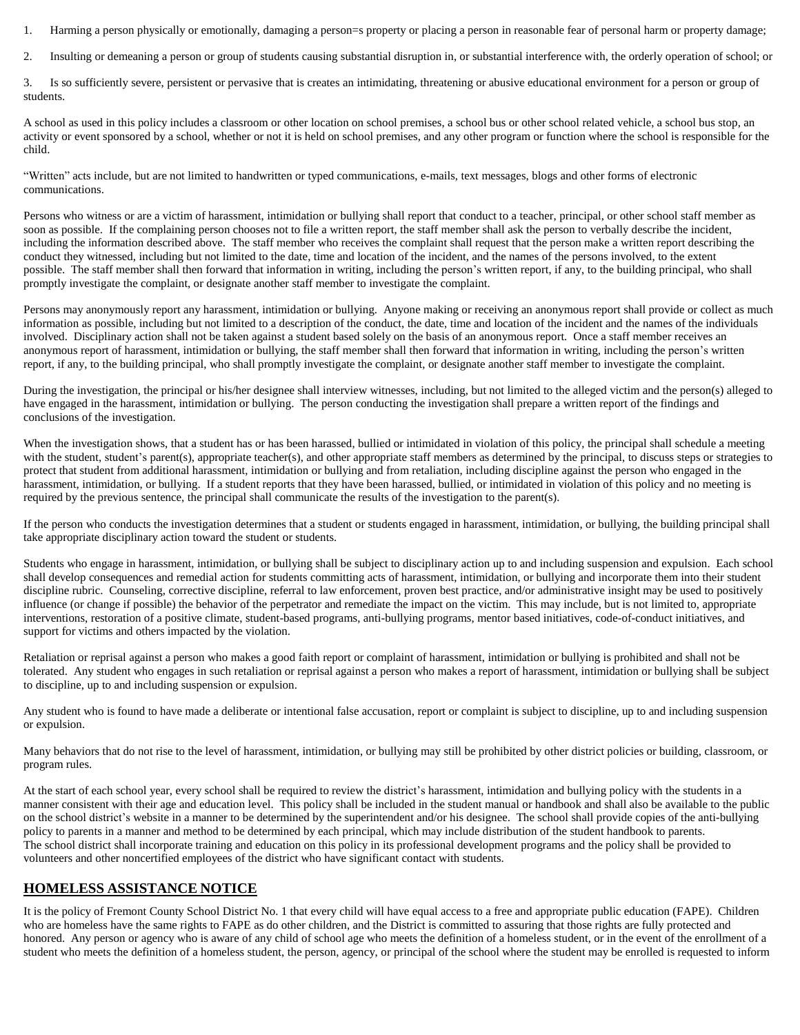1. Harming a person physically or emotionally, damaging a person=s property or placing a person in reasonable fear of personal harm or property damage;

2. Insulting or demeaning a person or group of students causing substantial disruption in, or substantial interference with, the orderly operation of school; or

3. Is so sufficiently severe, persistent or pervasive that is creates an intimidating, threatening or abusive educational environment for a person or group of students.

A school as used in this policy includes a classroom or other location on school premises, a school bus or other school related vehicle, a school bus stop, an activity or event sponsored by a school, whether or not it is held on school premises, and any other program or function where the school is responsible for the child.

"Written" acts include, but are not limited to handwritten or typed communications, e-mails, text messages, blogs and other forms of electronic communications.

Persons who witness or are a victim of harassment, intimidation or bullying shall report that conduct to a teacher, principal, or other school staff member as soon as possible. If the complaining person chooses not to file a written report, the staff member shall ask the person to verbally describe the incident, including the information described above. The staff member who receives the complaint shall request that the person make a written report describing the conduct they witnessed, including but not limited to the date, time and location of the incident, and the names of the persons involved, to the extent possible. The staff member shall then forward that information in writing, including the person's written report, if any, to the building principal, who shall promptly investigate the complaint, or designate another staff member to investigate the complaint.

Persons may anonymously report any harassment, intimidation or bullying. Anyone making or receiving an anonymous report shall provide or collect as much information as possible, including but not limited to a description of the conduct, the date, time and location of the incident and the names of the individuals involved. Disciplinary action shall not be taken against a student based solely on the basis of an anonymous report. Once a staff member receives an anonymous report of harassment, intimidation or bullying, the staff member shall then forward that information in writing, including the person's written report, if any, to the building principal, who shall promptly investigate the complaint, or designate another staff member to investigate the complaint.

During the investigation, the principal or his/her designee shall interview witnesses, including, but not limited to the alleged victim and the person(s) alleged to have engaged in the harassment, intimidation or bullying. The person conducting the investigation shall prepare a written report of the findings and conclusions of the investigation.

When the investigation shows, that a student has or has been harassed, bullied or intimidated in violation of this policy, the principal shall schedule a meeting with the student, student's parent(s), appropriate teacher(s), and other appropriate staff members as determined by the principal, to discuss steps or strategies to protect that student from additional harassment, intimidation or bullying and from retaliation, including discipline against the person who engaged in the harassment, intimidation, or bullying. If a student reports that they have been harassed, bullied, or intimidated in violation of this policy and no meeting is required by the previous sentence, the principal shall communicate the results of the investigation to the parent(s).

If the person who conducts the investigation determines that a student or students engaged in harassment, intimidation, or bullying, the building principal shall take appropriate disciplinary action toward the student or students.

Students who engage in harassment, intimidation, or bullying shall be subject to disciplinary action up to and including suspension and expulsion. Each school shall develop consequences and remedial action for students committing acts of harassment, intimidation, or bullying and incorporate them into their student discipline rubric. Counseling, corrective discipline, referral to law enforcement, proven best practice, and/or administrative insight may be used to positively influence (or change if possible) the behavior of the perpetrator and remediate the impact on the victim. This may include, but is not limited to, appropriate interventions, restoration of a positive climate, student-based programs, anti-bullying programs, mentor based initiatives, code-of-conduct initiatives, and support for victims and others impacted by the violation.

Retaliation or reprisal against a person who makes a good faith report or complaint of harassment, intimidation or bullying is prohibited and shall not be tolerated. Any student who engages in such retaliation or reprisal against a person who makes a report of harassment, intimidation or bullying shall be subject to discipline, up to and including suspension or expulsion.

Any student who is found to have made a deliberate or intentional false accusation, report or complaint is subject to discipline, up to and including suspension or expulsion.

Many behaviors that do not rise to the level of harassment, intimidation, or bullying may still be prohibited by other district policies or building, classroom, or program rules.

At the start of each school year, every school shall be required to review the district's harassment, intimidation and bullying policy with the students in a manner consistent with their age and education level. This policy shall be included in the student manual or handbook and shall also be available to the public on the school district's website in a manner to be determined by the superintendent and/or his designee. The school shall provide copies of the anti-bullying policy to parents in a manner and method to be determined by each principal, which may include distribution of the student handbook to parents.
The school district shall incorporate training and education on this policy in its professional development programs and the policy shall be provided to volunteers and other noncertified employees of the district who have significant contact with students.

## HOMELESS ASSISTANCE NOTICE

It is the policy of Fremont County School District No. 1 that every child will have equal access to a free and appropriate public education (FAPE). Children who are homeless have the same rights to FAPE as do other children, and the District is committed to assuring that those rights are fully protected and honored. Any person or agency who is aware of any child of school age who meets the definition of a homeless student, or in the event of the enrollment of a student who meets the definition of a homeless student, the person, agency, or principal of the school where the student may be enrolled is requested to inform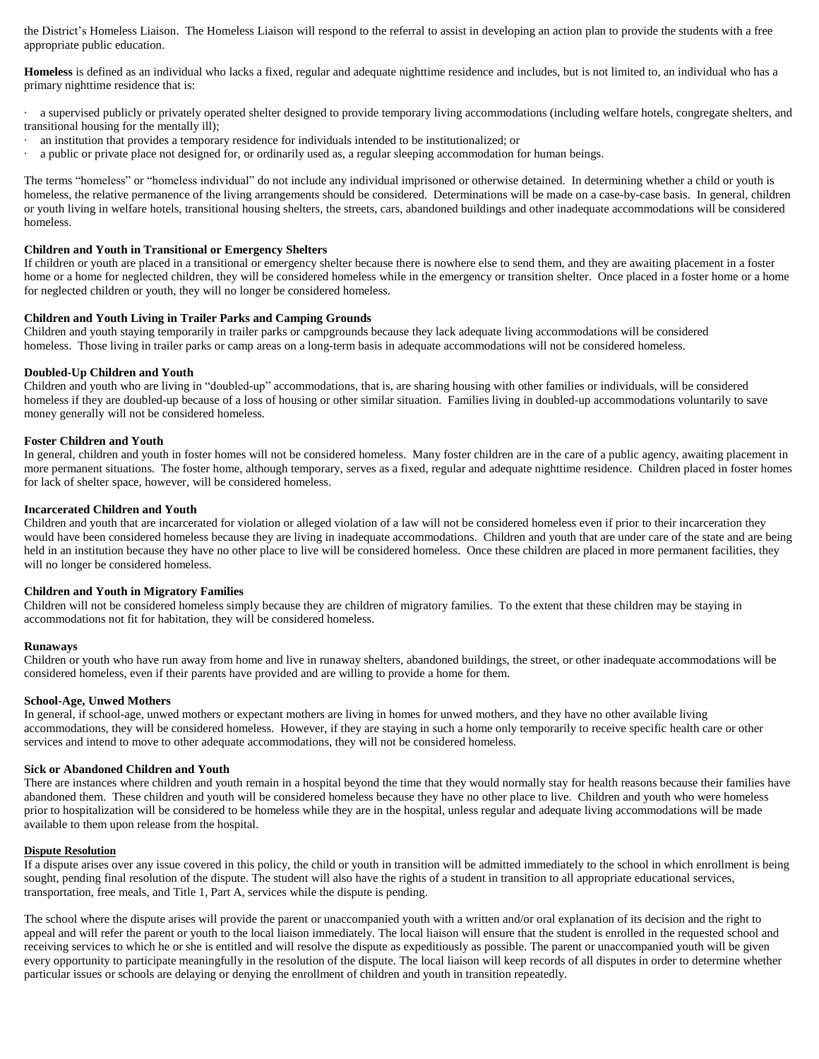the District's Homeless Liaison. The Homeless Liaison will respond to the referral to assist in developing an action plan to provide the students with a free appropriate public education.

**Homeless** is defined as an individual who lacks a fixed, regular and adequate nighttime residence and includes, but is not limited to, an individual who has a primary nighttime residence that is:

- a supervised publicly or privately operated shelter designed to provide temporary living accommodations (including welfare hotels, congregate shelters, and transitional housing for the mentally ill);
- an institution that provides a temporary residence for individuals intended to be institutionalized; or
- a public or private place not designed for, or ordinarily used as, a regular sleeping accommodation for human beings.

The terms "homeless" or "homeless individual" do not include any individual imprisoned or otherwise detained. In determining whether a child or youth is homeless, the relative permanence of the living arrangements should be considered. Determinations will be made on a case-by-case basis. In general, children or youth living in welfare hotels, transitional housing shelters, the streets, cars, abandoned buildings and other inadequate accommodations will be considered homeless.

**Children and Youth in Transitional or Emergency Shelters**
If children or youth are placed in a transitional or emergency shelter because there is nowhere else to send them, and they are awaiting placement in a foster home or a home for neglected children, they will be considered homeless while in the emergency or transition shelter. Once placed in a foster home or a home for neglected children or youth, they will no longer be considered homeless.

**Children and Youth Living in Trailer Parks and Camping Grounds**
Children and youth staying temporarily in trailer parks or campgrounds because they lack adequate living accommodations will be considered homeless. Those living in trailer parks or camp areas on a long-term basis in adequate accommodations will not be considered homeless.

**Doubled-Up Children and Youth**
Children and youth who are living in "doubled-up" accommodations, that is, are sharing housing with other families or individuals, will be considered homeless if they are doubled-up because of a loss of housing or other similar situation. Families living in doubled-up accommodations voluntarily to save money generally will not be considered homeless.

**Foster Children and Youth**
In general, children and youth in foster homes will not be considered homeless. Many foster children are in the care of a public agency, awaiting placement in more permanent situations. The foster home, although temporary, serves as a fixed, regular and adequate nighttime residence. Children placed in foster homes for lack of shelter space, however, will be considered homeless.

**Incarcerated Children and Youth**
Children and youth that are incarcerated for violation or alleged violation of a law will not be considered homeless even if prior to their incarceration they would have been considered homeless because they are living in inadequate accommodations. Children and youth that are under care of the state and are being held in an institution because they have no other place to live will be considered homeless. Once these children are placed in more permanent facilities, they will no longer be considered homeless.

**Children and Youth in Migratory Families**
Children will not be considered homeless simply because they are children of migratory families. To the extent that these children may be staying in accommodations not fit for habitation, they will be considered homeless.

**Runaways**
Children or youth who have run away from home and live in runaway shelters, abandoned buildings, the street, or other inadequate accommodations will be considered homeless, even if their parents have provided and are willing to provide a home for them.

**School-Age, Unwed Mothers**
In general, if school-age, unwed mothers or expectant mothers are living in homes for unwed mothers, and they have no other available living accommodations, they will be considered homeless. However, if they are staying in such a home only temporarily to receive specific health care or other services and intend to move to other adequate accommodations, they will not be considered homeless.

**Sick or Abandoned Children and Youth**
There are instances where children and youth remain in a hospital beyond the time that they would normally stay for health reasons because their families have abandoned them. These children and youth will be considered homeless because they have no other place to live. Children and youth who were homeless prior to hospitalization will be considered to be homeless while they are in the hospital, unless regular and adequate living accommodations will be made available to them upon release from the hospital.

**Dispute Resolution**
If a dispute arises over any issue covered in this policy, the child or youth in transition will be admitted immediately to the school in which enrollment is being sought, pending final resolution of the dispute. The student will also have the rights of a student in transition to all appropriate educational services, transportation, free meals, and Title 1, Part A, services while the dispute is pending.

The school where the dispute arises will provide the parent or unaccompanied youth with a written and/or oral explanation of its decision and the right to appeal and will refer the parent or youth to the local liaison immediately. The local liaison will ensure that the student is enrolled in the requested school and receiving services to which he or she is entitled and will resolve the dispute as expeditiously as possible. The parent or unaccompanied youth will be given every opportunity to participate meaningfully in the resolution of the dispute. The local liaison will keep records of all disputes in order to determine whether particular issues or schools are delaying or denying the enrollment of children and youth in transition repeatedly.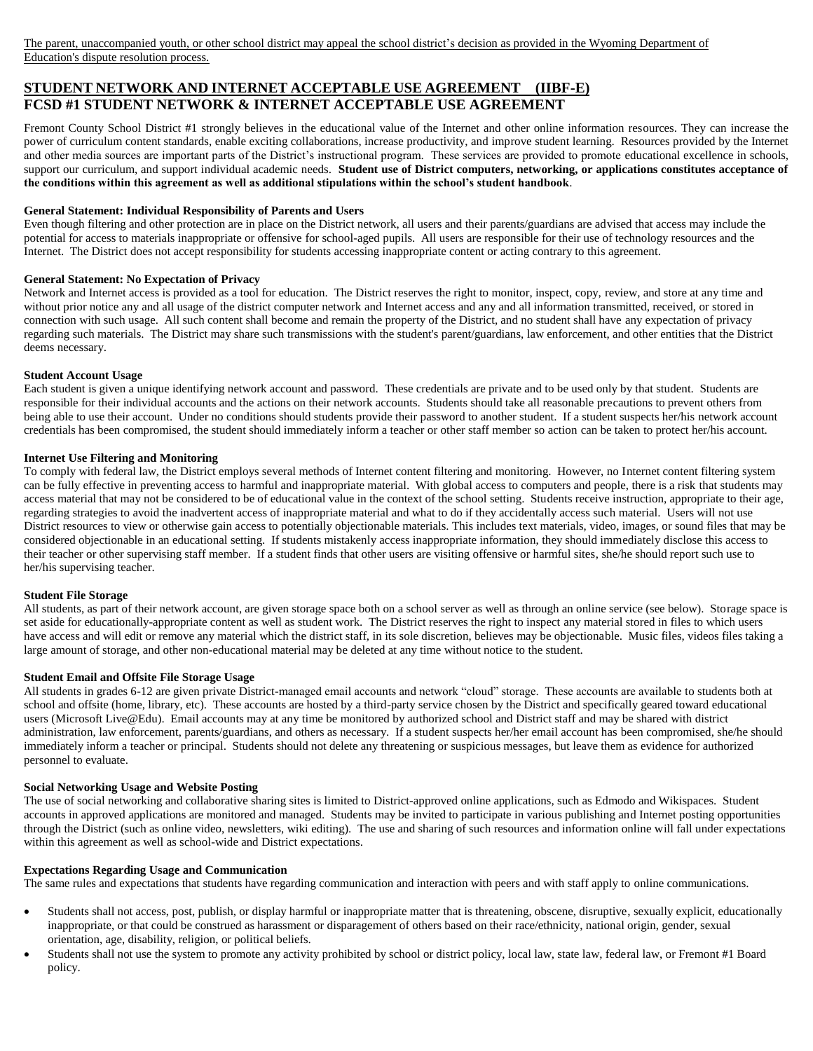<u>The parent, unaccompanied youth, or other school district may appeal the school district's decision as provided in the Wyoming Department of Education's dispute resolution process.</u>

## <u>STUDENT NETWORK AND INTERNET ACCEPTABLE USE AGREEMENT (IIBF-E)</u>

## FCSD #1 STUDENT NETWORK & INTERNET ACCEPTABLE USE AGREEMENT

Fremont County School District #1 strongly believes in the educational value of the Internet and other online information resources. They can increase the power of curriculum content standards, enable exciting collaborations, increase productivity, and improve student learning. Resources provided by the Internet and other media sources are important parts of the District's instructional program. These services are provided to promote educational excellence in schools, support our curriculum, and support individual academic needs. **Student use of District computers, networking, or applications constitutes acceptance of the conditions within this agreement as well as additional stipulations within the school's student handbook**.

**General Statement: Individual Responsibility of Parents and Users**

Even though filtering and other protection are in place on the District network, all users and their parents/guardians are advised that access may include the potential for access to materials inappropriate or offensive for school-aged pupils. All users are responsible for their use of technology resources and the Internet. The District does not accept responsibility for students accessing inappropriate content or acting contrary to this agreement.

**General Statement: No Expectation of Privacy**

Network and Internet access is provided as a tool for education. The District reserves the right to monitor, inspect, copy, review, and store at any time and without prior notice any and all usage of the district computer network and Internet access and any and all information transmitted, received, or stored in connection with such usage. All such content shall become and remain the property of the District, and no student shall have any expectation of privacy regarding such materials. The District may share such transmissions with the student's parent/guardians, law enforcement, and other entities that the District deems necessary.

**Student Account Usage**

Each student is given a unique identifying network account and password. These credentials are private and to be used only by that student. Students are responsible for their individual accounts and the actions on their network accounts. Students should take all reasonable precautions to prevent others from being able to use their account. Under no conditions should students provide their password to another student. If a student suspects her/his network account credentials has been compromised, the student should immediately inform a teacher or other staff member so action can be taken to protect her/his account.

**Internet Use Filtering and Monitoring**

To comply with federal law, the District employs several methods of Internet content filtering and monitoring. However, no Internet content filtering system can be fully effective in preventing access to harmful and inappropriate material. With global access to computers and people, there is a risk that students may access material that may not be considered to be of educational value in the context of the school setting. Students receive instruction, appropriate to their age, regarding strategies to avoid the inadvertent access of inappropriate material and what to do if they accidentally access such material. Users will not use District resources to view or otherwise gain access to potentially objectionable materials. This includes text materials, video, images, or sound files that may be considered objectionable in an educational setting. If students mistakenly access inappropriate information, they should immediately disclose this access to their teacher or other supervising staff member. If a student finds that other users are visiting offensive or harmful sites, she/he should report such use to her/his supervising teacher.

**Student File Storage**

All students, as part of their network account, are given storage space both on a school server as well as through an online service (see below). Storage space is set aside for educationally-appropriate content as well as student work. The District reserves the right to inspect any material stored in files to which users have access and will edit or remove any material which the district staff, in its sole discretion, believes may be objectionable. Music files, videos files taking a large amount of storage, and other non-educational material may be deleted at any time without notice to the student.

**Student Email and Offsite File Storage Usage**

All students in grades 6-12 are given private District-managed email accounts and network "cloud" storage. These accounts are available to students both at school and offsite (home, library, etc). These accounts are hosted by a third-party service chosen by the District and specifically geared toward educational users (Microsoft Live@Edu). Email accounts may at any time be monitored by authorized school and District staff and may be shared with district administration, law enforcement, parents/guardians, and others as necessary. If a student suspects her/her email account has been compromised, she/he should immediately inform a teacher or principal. Students should not delete any threatening or suspicious messages, but leave them as evidence for authorized personnel to evaluate.

**Social Networking Usage and Website Posting**

The use of social networking and collaborative sharing sites is limited to District-approved online applications, such as Edmodo and Wikispaces. Student accounts in approved applications are monitored and managed. Students may be invited to participate in various publishing and Internet posting opportunities through the District (such as online video, newsletters, wiki editing). The use and sharing of such resources and information online will fall under expectations within this agreement as well as school-wide and District expectations.

**Expectations Regarding Usage and Communication**

The same rules and expectations that students have regarding communication and interaction with peers and with staff apply to online communications.

- Students shall not access, post, publish, or display harmful or inappropriate matter that is threatening, obscene, disruptive, sexually explicit, educationally inappropriate, or that could be construed as harassment or disparagement of others based on their race/ethnicity, national origin, gender, sexual orientation, age, disability, religion, or political beliefs.
- Students shall not use the system to promote any activity prohibited by school or district policy, local law, state law, federal law, or Fremont #1 Board policy.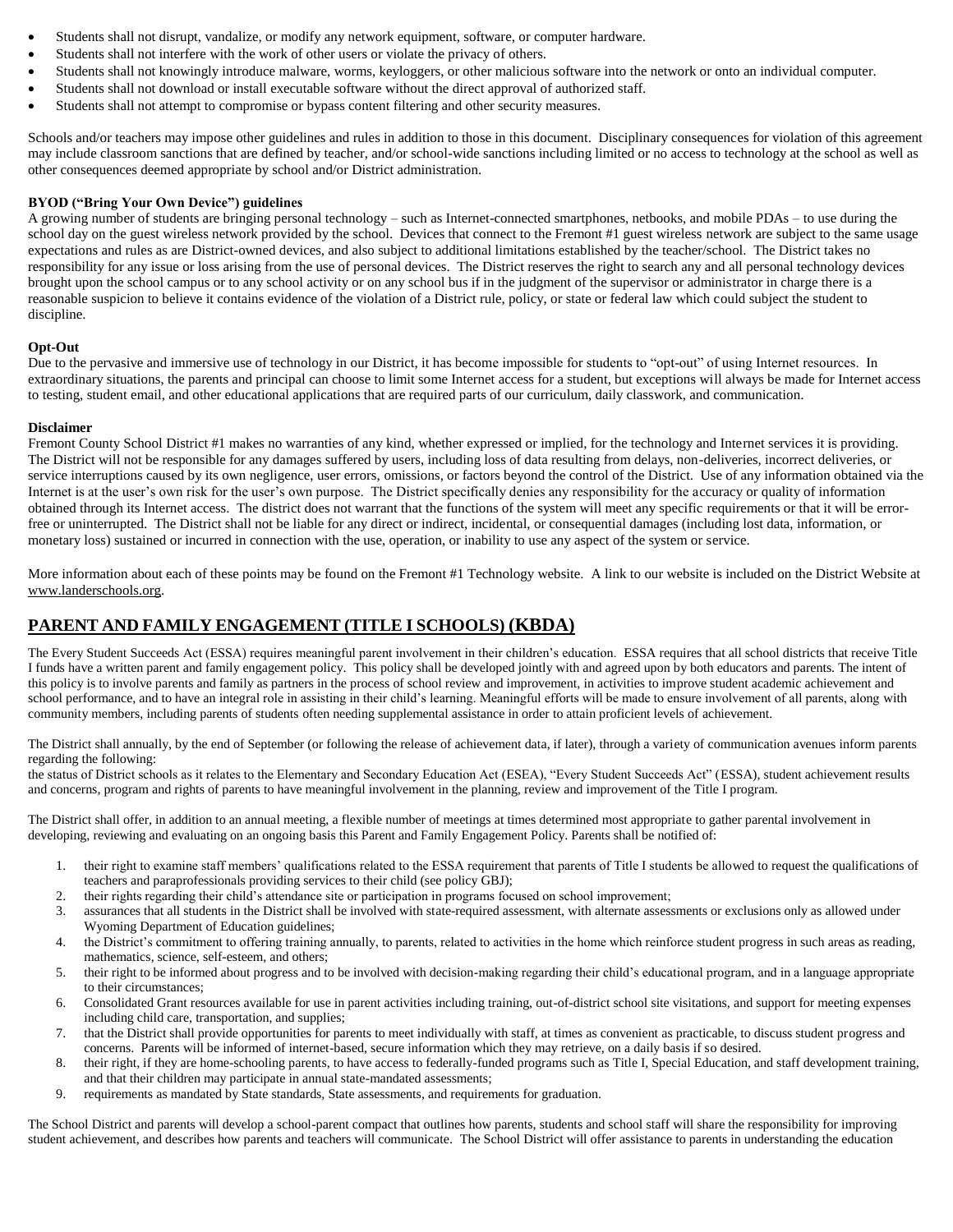- Students shall not disrupt, vandalize, or modify any network equipment, software, or computer hardware.
- Students shall not interfere with the work of other users or violate the privacy of others.
- Students shall not knowingly introduce malware, worms, keyloggers, or other malicious software into the network or onto an individual computer.
- Students shall not download or install executable software without the direct approval of authorized staff.
- Students shall not attempt to compromise or bypass content filtering and other security measures.

Schools and/or teachers may impose other guidelines and rules in addition to those in this document. Disciplinary consequences for violation of this agreement may include classroom sanctions that are defined by teacher, and/or school-wide sanctions including limited or no access to technology at the school as well as other consequences deemed appropriate by school and/or District administration.

**BYOD ("Bring Your Own Device") guidelines**

A growing number of students are bringing personal technology – such as Internet-connected smartphones, netbooks, and mobile PDAs – to use during the school day on the guest wireless network provided by the school. Devices that connect to the Fremont #1 guest wireless network are subject to the same usage expectations and rules as are District-owned devices, and also subject to additional limitations established by the teacher/school. The District takes no responsibility for any issue or loss arising from the use of personal devices. The District reserves the right to search any and all personal technology devices brought upon the school campus or to any school activity or on any school bus if in the judgment of the supervisor or administrator in charge there is a reasonable suspicion to believe it contains evidence of the violation of a District rule, policy, or state or federal law which could subject the student to discipline.

**Opt-Out**

Due to the pervasive and immersive use of technology in our District, it has become impossible for students to "opt-out" of using Internet resources. In extraordinary situations, the parents and principal can choose to limit some Internet access for a student, but exceptions will always be made for Internet access to testing, student email, and other educational applications that are required parts of our curriculum, daily classwork, and communication.

**Disclaimer**

Fremont County School District #1 makes no warranties of any kind, whether expressed or implied, for the technology and Internet services it is providing. The District will not be responsible for any damages suffered by users, including loss of data resulting from delays, non-deliveries, incorrect deliveries, or service interruptions caused by its own negligence, user errors, omissions, or factors beyond the control of the District. Use of any information obtained via the Internet is at the user's own risk for the user's own purpose. The District specifically denies any responsibility for the accuracy or quality of information obtained through its Internet access. The district does not warrant that the functions of the system will meet any specific requirements or that it will be error-free or uninterrupted. The District shall not be liable for any direct or indirect, incidental, or consequential damages (including lost data, information, or monetary loss) sustained or incurred in connection with the use, operation, or inability to use any aspect of the system or service.

More information about each of these points may be found on the Fremont #1 Technology website. A link to our website is included on the District Website at www.landerschools.org.

## PARENT AND FAMILY ENGAGEMENT (TITLE I SCHOOLS) (KBDA)

The Every Student Succeeds Act (ESSA) requires meaningful parent involvement in their children's education. ESSA requires that all school districts that receive Title I funds have a written parent and family engagement policy. This policy shall be developed jointly with and agreed upon by both educators and parents. The intent of this policy is to involve parents and family as partners in the process of school review and improvement, in activities to improve student academic achievement and school performance, and to have an integral role in assisting in their child's learning. Meaningful efforts will be made to ensure involvement of all parents, along with community members, including parents of students often needing supplemental assistance in order to attain proficient levels of achievement.

The District shall annually, by the end of September (or following the release of achievement data, if later), through a variety of communication avenues inform parents regarding the following:
the status of District schools as it relates to the Elementary and Secondary Education Act (ESEA), "Every Student Succeeds Act" (ESSA), student achievement results and concerns, program and rights of parents to have meaningful involvement in the planning, review and improvement of the Title I program.

The District shall offer, in addition to an annual meeting, a flexible number of meetings at times determined most appropriate to gather parental involvement in developing, reviewing and evaluating on an ongoing basis this Parent and Family Engagement Policy. Parents shall be notified of:

1. their right to examine staff members' qualifications related to the ESSA requirement that parents of Title I students be allowed to request the qualifications of teachers and paraprofessionals providing services to their child (see policy GBJ);
2. their rights regarding their child's attendance site or participation in programs focused on school improvement;
3. assurances that all students in the District shall be involved with state-required assessment, with alternate assessments or exclusions only as allowed under Wyoming Department of Education guidelines;
4. the District's commitment to offering training annually, to parents, related to activities in the home which reinforce student progress in such areas as reading, mathematics, science, self-esteem, and others;
5. their right to be informed about progress and to be involved with decision-making regarding their child's educational program, and in a language appropriate to their circumstances;
6. Consolidated Grant resources available for use in parent activities including training, out-of-district school site visitations, and support for meeting expenses including child care, transportation, and supplies;
7. that the District shall provide opportunities for parents to meet individually with staff, at times as convenient as practicable, to discuss student progress and concerns. Parents will be informed of internet-based, secure information which they may retrieve, on a daily basis if so desired.
8. their right, if they are home-schooling parents, to have access to federally-funded programs such as Title I, Special Education, and staff development training, and that their children may participate in annual state-mandated assessments;
9. requirements as mandated by State standards, State assessments, and requirements for graduation.

The School District and parents will develop a school-parent compact that outlines how parents, students and school staff will share the responsibility for improving student achievement, and describes how parents and teachers will communicate. The School District will offer assistance to parents in understanding the education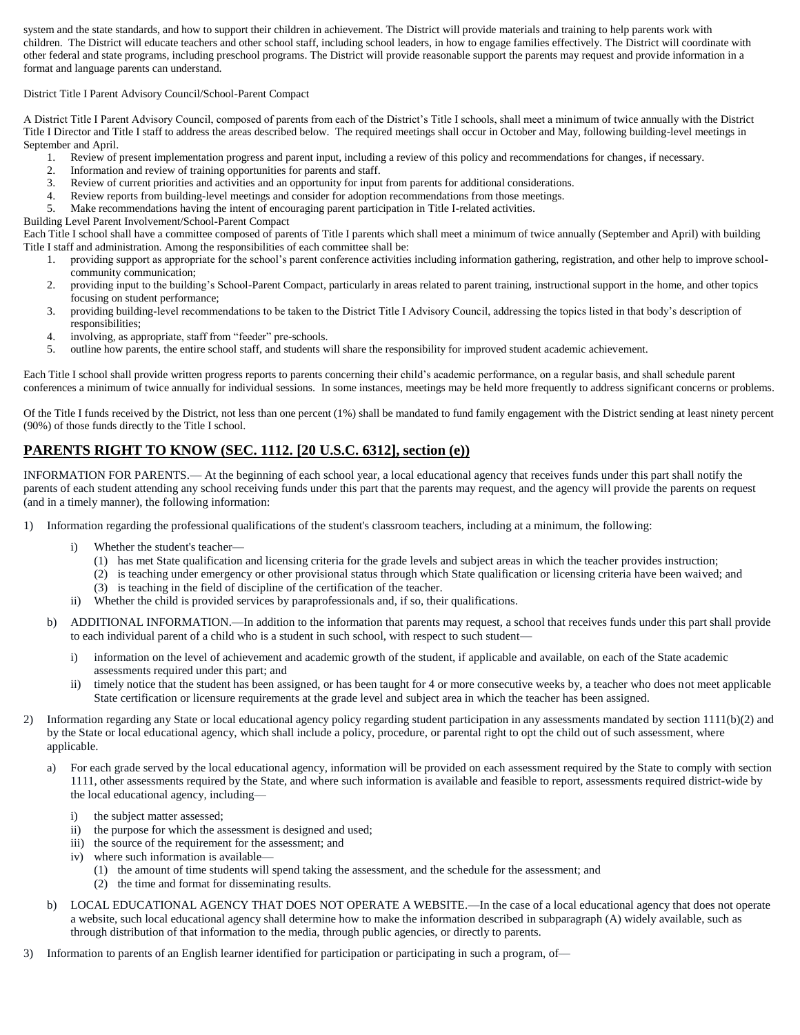system and the state standards, and how to support their children in achievement. The District will provide materials and training to help parents work with children. The District will educate teachers and other school staff, including school leaders, in how to engage families effectively. The District will coordinate with other federal and state programs, including preschool programs. The District will provide reasonable support the parents may request and provide information in a format and language parents can understand.

District Title I Parent Advisory Council/School-Parent Compact

A District Title I Parent Advisory Council, composed of parents from each of the District's Title I schools, shall meet a minimum of twice annually with the District Title I Director and Title I staff to address the areas described below. The required meetings shall occur in October and May, following building-level meetings in September and April.

1. Review of present implementation progress and parent input, including a review of this policy and recommendations for changes, if necessary.
2. Information and review of training opportunities for parents and staff.
3. Review of current priorities and activities and an opportunity for input from parents for additional considerations.
4. Review reports from building-level meetings and consider for adoption recommendations from those meetings.
5. Make recommendations having the intent of encouraging parent participation in Title I-related activities.

Building Level Parent Involvement/School-Parent Compact

Each Title I school shall have a committee composed of parents of Title I parents which shall meet a minimum of twice annually (September and April) with building Title I staff and administration. Among the responsibilities of each committee shall be:

1. providing support as appropriate for the school's parent conference activities including information gathering, registration, and other help to improve school-community communication;
2. providing input to the building's School-Parent Compact, particularly in areas related to parent training, instructional support in the home, and other topics focusing on student performance;
3. providing building-level recommendations to be taken to the District Title I Advisory Council, addressing the topics listed in that body's description of responsibilities;
4. involving, as appropriate, staff from "feeder" pre-schools.
5. outline how parents, the entire school staff, and students will share the responsibility for improved student academic achievement.

Each Title I school shall provide written progress reports to parents concerning their child's academic performance, on a regular basis, and shall schedule parent conferences a minimum of twice annually for individual sessions. In some instances, meetings may be held more frequently to address significant concerns or problems.

Of the Title I funds received by the District, not less than one percent (1%) shall be mandated to fund family engagement with the District sending at least ninety percent (90%) of those funds directly to the Title I school.

## PARENTS RIGHT TO KNOW (SEC. 1112. [20 U.S.C. 6312], section (e))

INFORMATION FOR PARENTS.— At the beginning of each school year, a local educational agency that receives funds under this part shall notify the parents of each student attending any school receiving funds under this part that the parents may request, and the agency will provide the parents on request (and in a timely manner), the following information:

1) Information regarding the professional qualifications of the student's classroom teachers, including at a minimum, the following:
    - i) Whether the student's teacher—
        - (1) has met State qualification and licensing criteria for the grade levels and subject areas in which the teacher provides instruction;
        - (2) is teaching under emergency or other provisional status through which State qualification or licensing criteria have been waived; and
        - (3) is teaching in the field of discipline of the certification of the teacher.
    - ii) Whether the child is provided services by paraprofessionals and, if so, their qualifications.
    - b) ADDITIONAL INFORMATION.—In addition to the information that parents may request, a school that receives funds under this part shall provide to each individual parent of a child who is a student in such school, with respect to such student—
        - i) information on the level of achievement and academic growth of the student, if applicable and available, on each of the State academic assessments required under this part; and
        - ii) timely notice that the student has been assigned, or has been taught for 4 or more consecutive weeks by, a teacher who does not meet applicable State certification or licensure requirements at the grade level and subject area in which the teacher has been assigned.
2) Information regarding any State or local educational agency policy regarding student participation in any assessments mandated by section 1111(b)(2) and by the State or local educational agency, which shall include a policy, procedure, or parental right to opt the child out of such assessment, where applicable.
    - a) For each grade served by the local educational agency, information will be provided on each assessment required by the State to comply with section 1111, other assessments required by the State, and where such information is available and feasible to report, assessments required district-wide by the local educational agency, including—
        - i) the subject matter assessed;
        - ii) the purpose for which the assessment is designed and used;
        - iii) the source of the requirement for the assessment; and
        - iv) where such information is available—
            - (1) the amount of time students will spend taking the assessment, and the schedule for the assessment; and
            - (2) the time and format for disseminating results.
    - b) LOCAL EDUCATIONAL AGENCY THAT DOES NOT OPERATE A WEBSITE.—In the case of a local educational agency that does not operate a website, such local educational agency shall determine how to make the information described in subparagraph (A) widely available, such as through distribution of that information to the media, through public agencies, or directly to parents.
3) Information to parents of an English learner identified for participation or participating in such a program, of—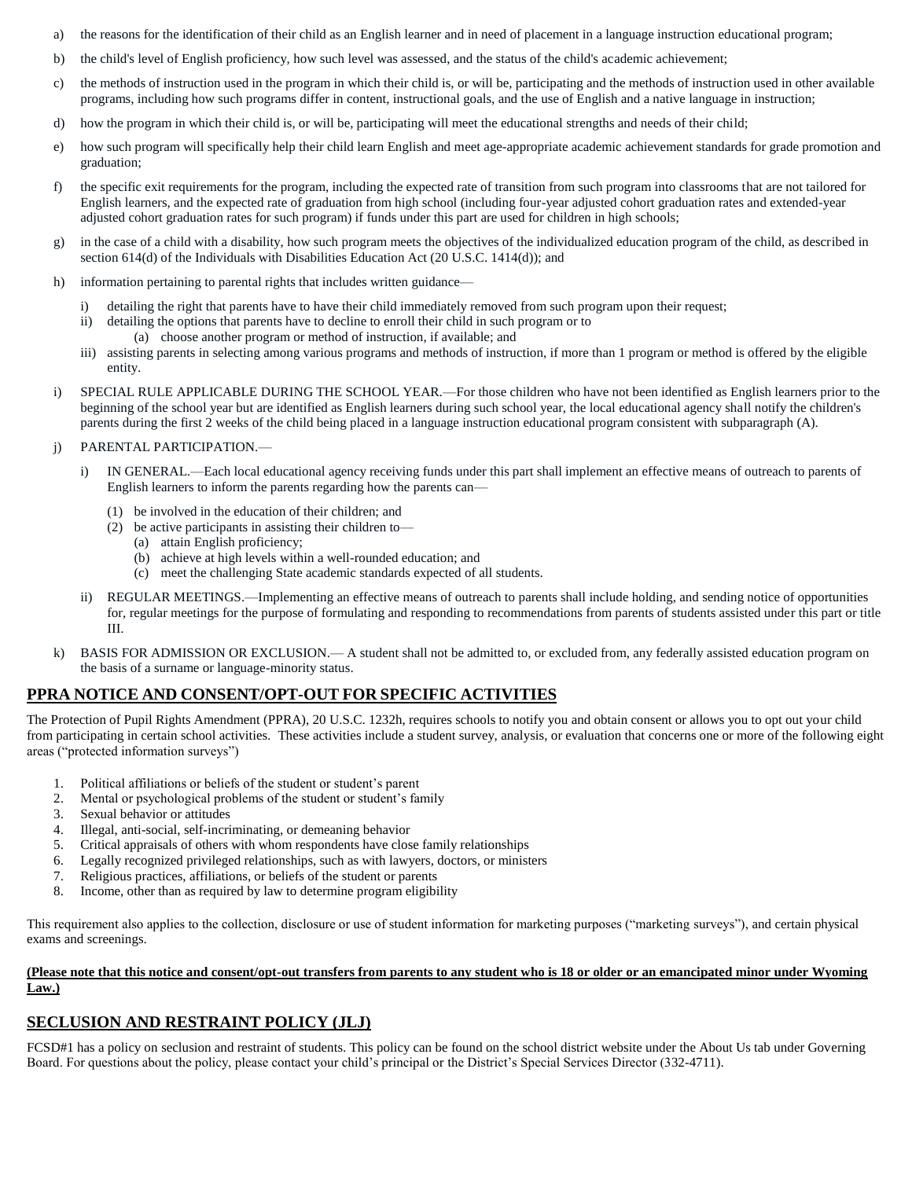a) the reasons for the identification of their child as an English learner and in need of placement in a language instruction educational program;

b) the child's level of English proficiency, how such level was assessed, and the status of the child's academic achievement;

c) the methods of instruction used in the program in which their child is, or will be, participating and the methods of instruction used in other available programs, including how such programs differ in content, instructional goals, and the use of English and a native language in instruction;

d) how the program in which their child is, or will be, participating will meet the educational strengths and needs of their child;

e) how such program will specifically help their child learn English and meet age-appropriate academic achievement standards for grade promotion and graduation;

f) the specific exit requirements for the program, including the expected rate of transition from such program into classrooms that are not tailored for English learners, and the expected rate of graduation from high school (including four-year adjusted cohort graduation rates and extended-year adjusted cohort graduation rates for such program) if funds under this part are used for children in high schools;

g) in the case of a child with a disability, how such program meets the objectives of the individualized education program of the child, as described in section 614(d) of the Individuals with Disabilities Education Act (20 U.S.C. 1414(d)); and

h) information pertaining to parental rights that includes written guidance—

   i) detailing the right that parents have to have their child immediately removed from such program upon their request;
   ii) detailing the options that parents have to decline to enroll their child in such program or to
      (a) choose another program or method of instruction, if available; and
   iii) assisting parents in selecting among various programs and methods of instruction, if more than 1 program or method is offered by the eligible entity.

i) SPECIAL RULE APPLICABLE DURING THE SCHOOL YEAR.—For those children who have not been identified as English learners prior to the beginning of the school year but are identified as English learners during such school year, the local educational agency shall notify the children's parents during the first 2 weeks of the child being placed in a language instruction educational program consistent with subparagraph (A).

j) PARENTAL PARTICIPATION.—

   i) IN GENERAL.—Each local educational agency receiving funds under this part shall implement an effective means of outreach to parents of English learners to inform the parents regarding how the parents can—

      (1) be involved in the education of their children; and
      (2) be active participants in assisting their children to—
         (a) attain English proficiency;
         (b) achieve at high levels within a well-rounded education; and
         (c) meet the challenging State academic standards expected of all students.

   ii) REGULAR MEETINGS.—Implementing an effective means of outreach to parents shall include holding, and sending notice of opportunities for, regular meetings for the purpose of formulating and responding to recommendations from parents of students assisted under this part or title III.

k) BASIS FOR ADMISSION OR EXCLUSION.— A student shall not be admitted to, or excluded from, any federally assisted education program on the basis of a surname or language-minority status.

## PPRA NOTICE AND CONSENT/OPT-OUT FOR SPECIFIC ACTIVITIES

The Protection of Pupil Rights Amendment (PPRA), 20 U.S.C. 1232h, requires schools to notify you and obtain consent or allows you to opt out your child from participating in certain school activities. These activities include a student survey, analysis, or evaluation that concerns one or more of the following eight areas ("protected information surveys")

1. Political affiliations or beliefs of the student or student's parent
2. Mental or psychological problems of the student or student's family
3. Sexual behavior or attitudes
4. Illegal, anti-social, self-incriminating, or demeaning behavior
5. Critical appraisals of others with whom respondents have close family relationships
6. Legally recognized privileged relationships, such as with lawyers, doctors, or ministers
7. Religious practices, affiliations, or beliefs of the student or parents
8. Income, other than as required by law to determine program eligibility

This requirement also applies to the collection, disclosure or use of student information for marketing purposes ("marketing surveys"), and certain physical exams and screenings.

**(Please note that this notice and consent/opt-out transfers from parents to any student who is 18 or older or an emancipated minor under Wyoming Law.)**

## SECLUSION AND RESTRAINT POLICY (JLJ)

FCSD#1 has a policy on seclusion and restraint of students. This policy can be found on the school district website under the About Us tab under Governing Board. For questions about the policy, please contact your child's principal or the District's Special Services Director (332-4711).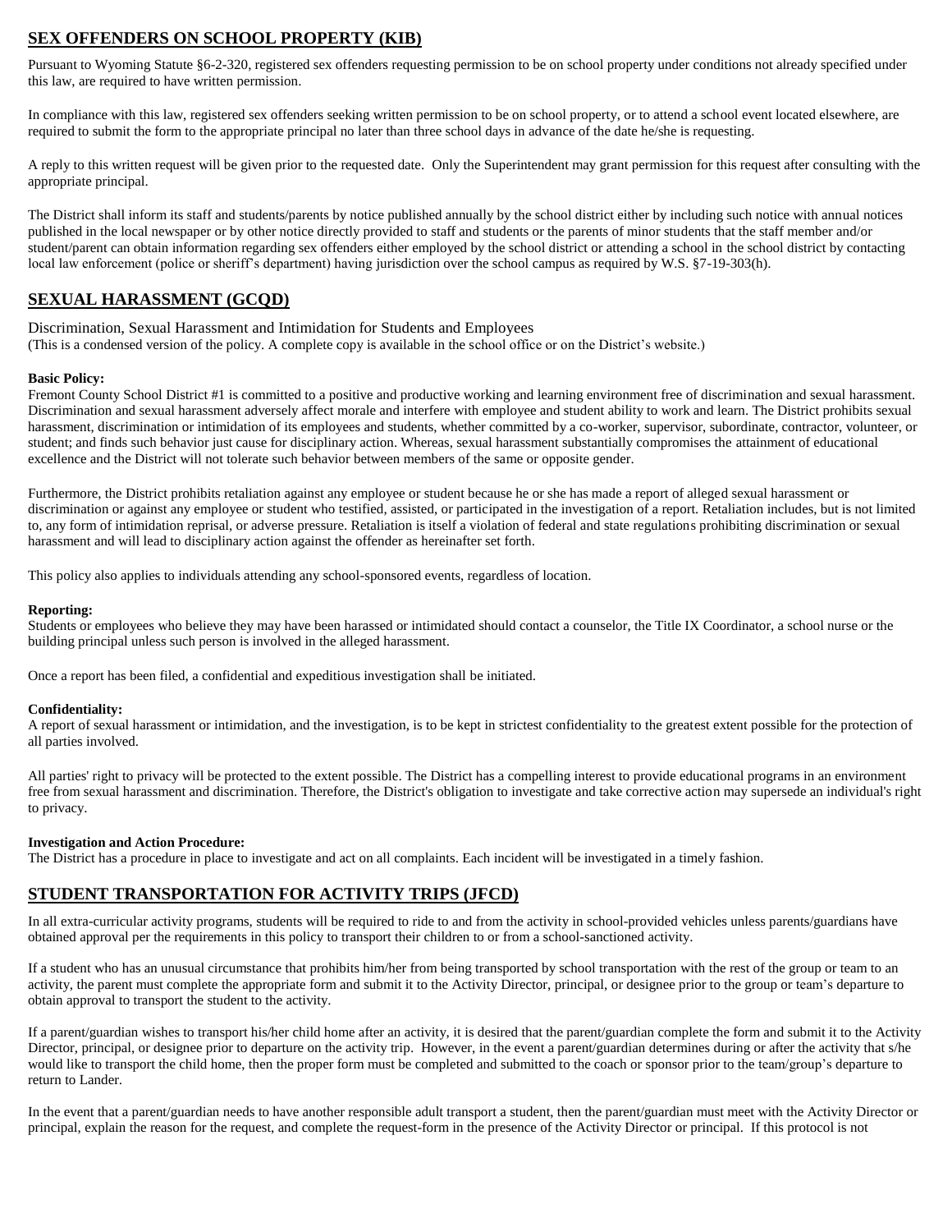## SEX OFFENDERS ON SCHOOL PROPERTY (KIB)

Pursuant to Wyoming Statute §6-2-320, registered sex offenders requesting permission to be on school property under conditions not already specified under this law, are required to have written permission.

In compliance with this law, registered sex offenders seeking written permission to be on school property, or to attend a school event located elsewhere, are required to submit the form to the appropriate principal no later than three school days in advance of the date he/she is requesting.

A reply to this written request will be given prior to the requested date. Only the Superintendent may grant permission for this request after consulting with the appropriate principal.

The District shall inform its staff and students/parents by notice published annually by the school district either by including such notice with annual notices published in the local newspaper or by other notice directly provided to staff and students or the parents of minor students that the staff member and/or student/parent can obtain information regarding sex offenders either employed by the school district or attending a school in the school district by contacting local law enforcement (police or sheriff's department) having jurisdiction over the school campus as required by W.S. §7-19-303(h).

## SEXUAL HARASSMENT (GCQD)

Discrimination, Sexual Harassment and Intimidation for Students and Employees
(This is a condensed version of the policy. A complete copy is available in the school office or on the District's website.)

**Basic Policy:**
Fremont County School District #1 is committed to a positive and productive working and learning environment free of discrimination and sexual harassment. Discrimination and sexual harassment adversely affect morale and interfere with employee and student ability to work and learn. The District prohibits sexual harassment, discrimination or intimidation of its employees and students, whether committed by a co-worker, supervisor, subordinate, contractor, volunteer, or student; and finds such behavior just cause for disciplinary action. Whereas, sexual harassment substantially compromises the attainment of educational excellence and the District will not tolerate such behavior between members of the same or opposite gender.

Furthermore, the District prohibits retaliation against any employee or student because he or she has made a report of alleged sexual harassment or discrimination or against any employee or student who testified, assisted, or participated in the investigation of a report. Retaliation includes, but is not limited to, any form of intimidation reprisal, or adverse pressure. Retaliation is itself a violation of federal and state regulations prohibiting discrimination or sexual harassment and will lead to disciplinary action against the offender as hereinafter set forth.

This policy also applies to individuals attending any school-sponsored events, regardless of location.

**Reporting:**
Students or employees who believe they may have been harassed or intimidated should contact a counselor, the Title IX Coordinator, a school nurse or the building principal unless such person is involved in the alleged harassment.

Once a report has been filed, a confidential and expeditious investigation shall be initiated.

**Confidentiality:**
A report of sexual harassment or intimidation, and the investigation, is to be kept in strictest confidentiality to the greatest extent possible for the protection of all parties involved.

All parties' right to privacy will be protected to the extent possible. The District has a compelling interest to provide educational programs in an environment free from sexual harassment and discrimination. Therefore, the District's obligation to investigate and take corrective action may supersede an individual's right to privacy.

**Investigation and Action Procedure:**
The District has a procedure in place to investigate and act on all complaints. Each incident will be investigated in a timely fashion.

## STUDENT TRANSPORTATION FOR ACTIVITY TRIPS (JFCD)

In all extra-curricular activity programs, students will be required to ride to and from the activity in school-provided vehicles unless parents/guardians have obtained approval per the requirements in this policy to transport their children to or from a school-sanctioned activity.

If a student who has an unusual circumstance that prohibits him/her from being transported by school transportation with the rest of the group or team to an activity, the parent must complete the appropriate form and submit it to the Activity Director, principal, or designee prior to the group or team's departure to obtain approval to transport the student to the activity.

If a parent/guardian wishes to transport his/her child home after an activity, it is desired that the parent/guardian complete the form and submit it to the Activity Director, principal, or designee prior to departure on the activity trip. However, in the event a parent/guardian determines during or after the activity that s/he would like to transport the child home, then the proper form must be completed and submitted to the coach or sponsor prior to the team/group's departure to return to Lander.

In the event that a parent/guardian needs to have another responsible adult transport a student, then the parent/guardian must meet with the Activity Director or principal, explain the reason for the request, and complete the request-form in the presence of the Activity Director or principal. If this protocol is not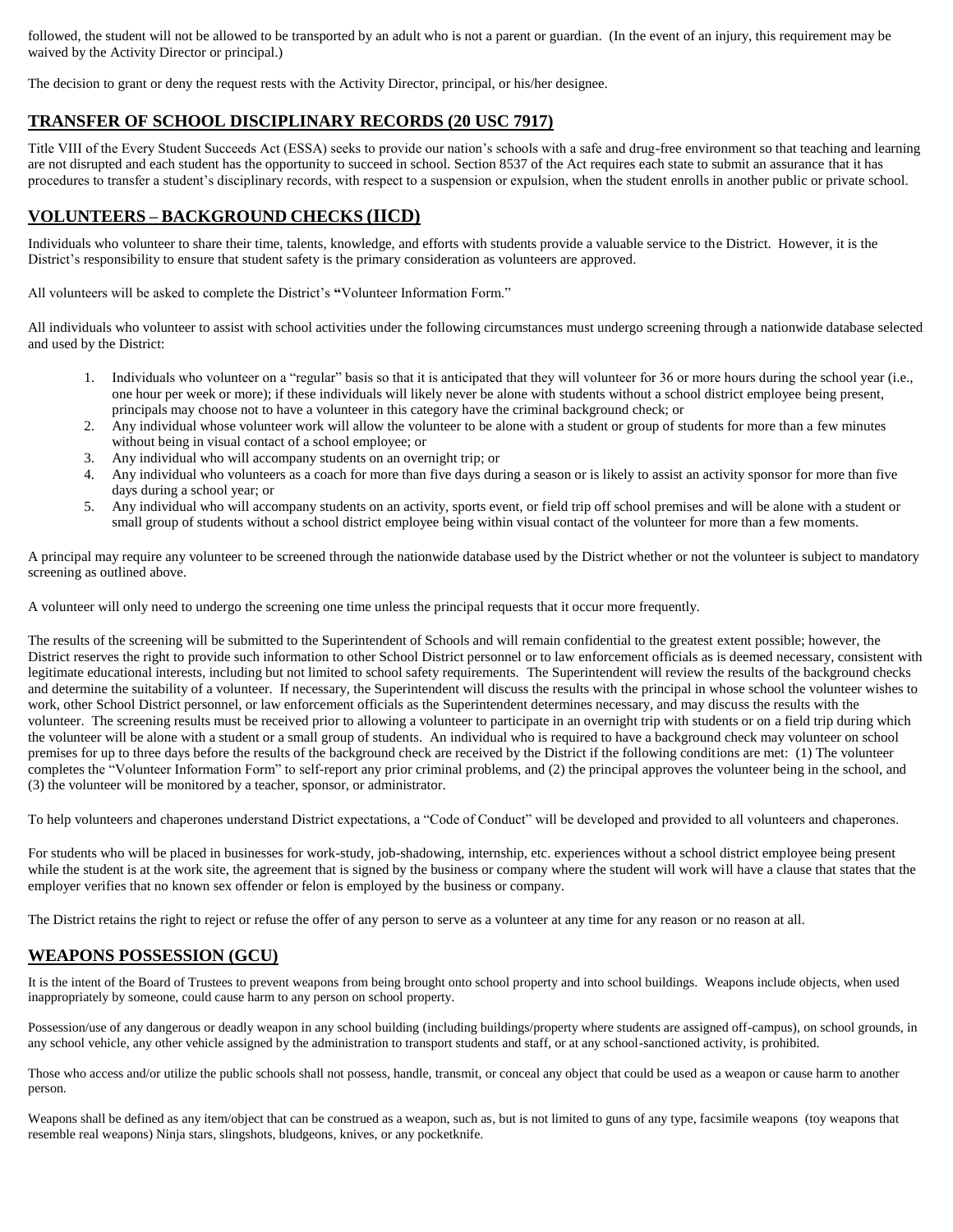followed, the student will not be allowed to be transported by an adult who is not a parent or guardian. (In the event of an injury, this requirement may be waived by the Activity Director or principal.)

The decision to grant or deny the request rests with the Activity Director, principal, or his/her designee.

## TRANSFER OF SCHOOL DISCIPLINARY RECORDS (20 USC 7917)

Title VIII of the Every Student Succeeds Act (ESSA) seeks to provide our nation's schools with a safe and drug-free environment so that teaching and learning are not disrupted and each student has the opportunity to succeed in school. Section 8537 of the Act requires each state to submit an assurance that it has procedures to transfer a student's disciplinary records, with respect to a suspension or expulsion, when the student enrolls in another public or private school.

## VOLUNTEERS – BACKGROUND CHECKS (IICD)

Individuals who volunteer to share their time, talents, knowledge, and efforts with students provide a valuable service to the District. However, it is the District's responsibility to ensure that student safety is the primary consideration as volunteers are approved.

All volunteers will be asked to complete the District's **"**Volunteer Information Form."

All individuals who volunteer to assist with school activities under the following circumstances must undergo screening through a nationwide database selected and used by the District:

1. Individuals who volunteer on a "regular" basis so that it is anticipated that they will volunteer for 36 or more hours during the school year (i.e., one hour per week or more); if these individuals will likely never be alone with students without a school district employee being present, principals may choose not to have a volunteer in this category have the criminal background check; or
2. Any individual whose volunteer work will allow the volunteer to be alone with a student or group of students for more than a few minutes without being in visual contact of a school employee; or
3. Any individual who will accompany students on an overnight trip; or
4. Any individual who volunteers as a coach for more than five days during a season or is likely to assist an activity sponsor for more than five days during a school year; or
5. Any individual who will accompany students on an activity, sports event, or field trip off school premises and will be alone with a student or small group of students without a school district employee being within visual contact of the volunteer for more than a few moments.

A principal may require any volunteer to be screened through the nationwide database used by the District whether or not the volunteer is subject to mandatory screening as outlined above.

A volunteer will only need to undergo the screening one time unless the principal requests that it occur more frequently.

The results of the screening will be submitted to the Superintendent of Schools and will remain confidential to the greatest extent possible; however, the District reserves the right to provide such information to other School District personnel or to law enforcement officials as is deemed necessary, consistent with legitimate educational interests, including but not limited to school safety requirements. The Superintendent will review the results of the background checks and determine the suitability of a volunteer. If necessary, the Superintendent will discuss the results with the principal in whose school the volunteer wishes to work, other School District personnel, or law enforcement officials as the Superintendent determines necessary, and may discuss the results with the volunteer. The screening results must be received prior to allowing a volunteer to participate in an overnight trip with students or on a field trip during which the volunteer will be alone with a student or a small group of students. An individual who is required to have a background check may volunteer on school premises for up to three days before the results of the background check are received by the District if the following conditions are met: (1) The volunteer completes the "Volunteer Information Form" to self-report any prior criminal problems, and (2) the principal approves the volunteer being in the school, and (3) the volunteer will be monitored by a teacher, sponsor, or administrator.

To help volunteers and chaperones understand District expectations, a "Code of Conduct" will be developed and provided to all volunteers and chaperones.

For students who will be placed in businesses for work-study, job-shadowing, internship, etc. experiences without a school district employee being present while the student is at the work site, the agreement that is signed by the business or company where the student will work will have a clause that states that the employer verifies that no known sex offender or felon is employed by the business or company.

The District retains the right to reject or refuse the offer of any person to serve as a volunteer at any time for any reason or no reason at all.

## WEAPONS POSSESSION (GCU)

It is the intent of the Board of Trustees to prevent weapons from being brought onto school property and into school buildings. Weapons include objects, when used inappropriately by someone, could cause harm to any person on school property.

Possession/use of any dangerous or deadly weapon in any school building (including buildings/property where students are assigned off-campus), on school grounds, in any school vehicle, any other vehicle assigned by the administration to transport students and staff, or at any school-sanctioned activity, is prohibited.

Those who access and/or utilize the public schools shall not possess, handle, transmit, or conceal any object that could be used as a weapon or cause harm to another person.

Weapons shall be defined as any item/object that can be construed as a weapon, such as, but is not limited to guns of any type, facsimile weapons (toy weapons that resemble real weapons) Ninja stars, slingshots, bludgeons, knives, or any pocketknife.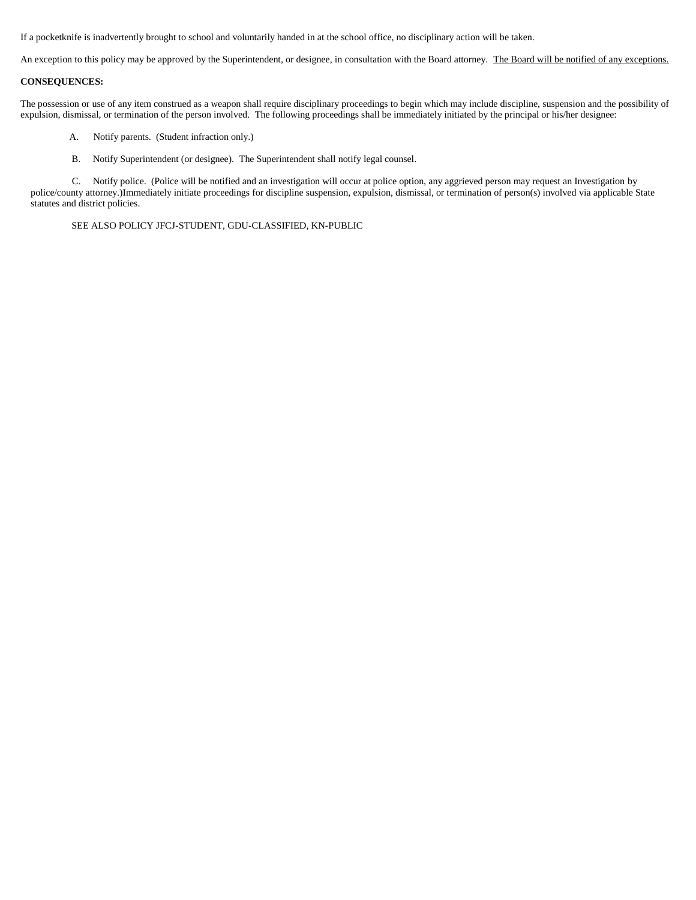If a pocketknife is inadvertently brought to school and voluntarily handed in at the school office, no disciplinary action will be taken.

An exception to this policy may be approved by the Superintendent, or designee, in consultation with the Board attorney. <u>The Board will be notified of any exceptions.</u>

**CONSEQUENCES:**

The possession or use of any item construed as a weapon shall require disciplinary proceedings to begin which may include discipline, suspension and the possibility of expulsion, dismissal, or termination of the person involved. The following proceedings shall be immediately initiated by the principal or his/her designee:

A. Notify parents. (Student infraction only.)

B. Notify Superintendent (or designee). The Superintendent shall notify legal counsel.

C. Notify police. (Police will be notified and an investigation will occur at police option, any aggrieved person may request an Investigation by police/county attorney.)Immediately initiate proceedings for discipline suspension, expulsion, dismissal, or termination of person(s) involved via applicable State statutes and district policies.

SEE ALSO POLICY JFCJ-STUDENT, GDU-CLASSIFIED, KN-PUBLIC